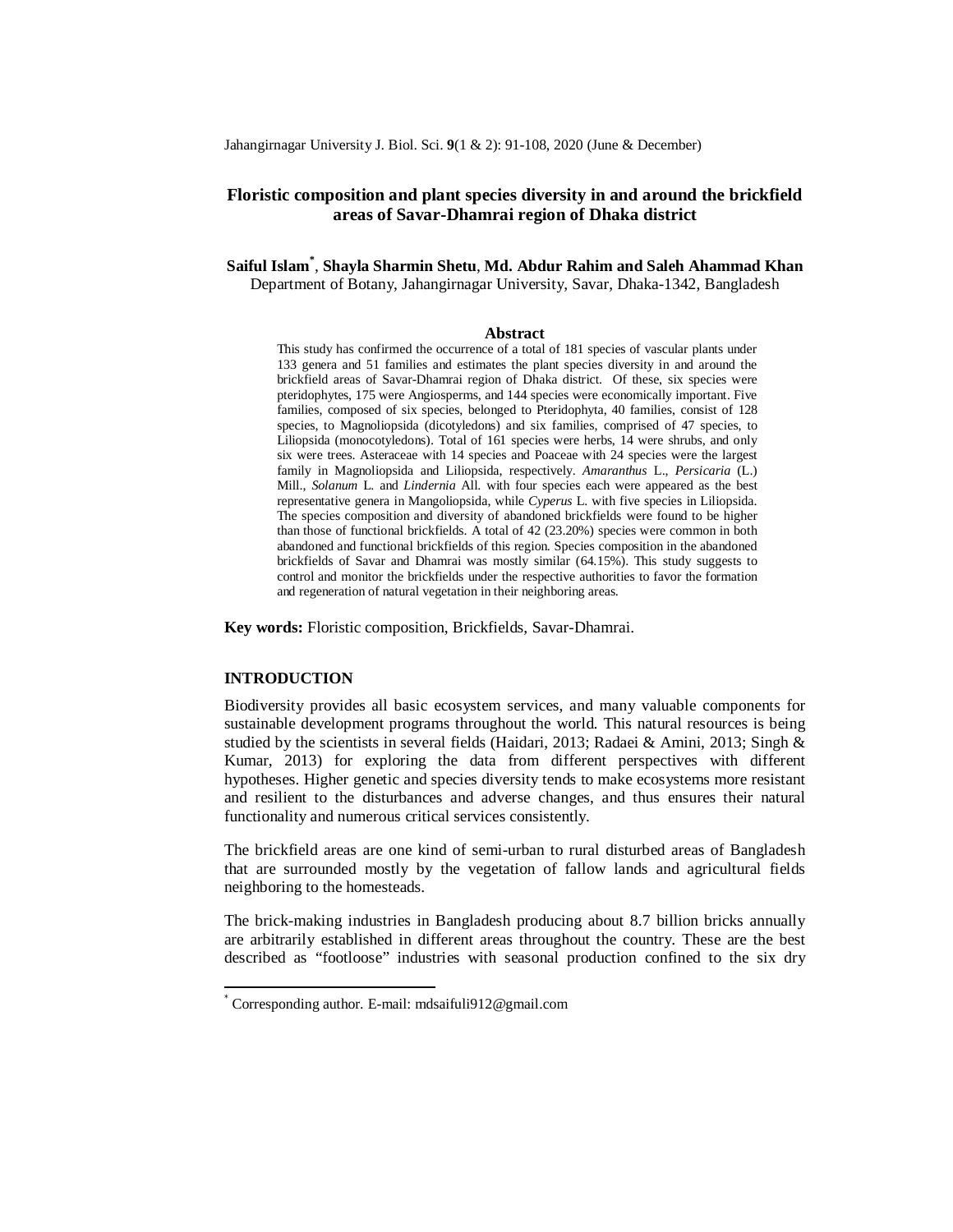# Floristic composition and plant species diversity in and around the brickfield areas of Savar-Dhamrai region of Dhaka district

**Saiful Islam[*], Shayla Sharmin Shetu, Md. Abdur Rahim and Saleh Ahammad Khan**

Department of Botany, Jahangirnagar University, Savar, Dhaka-1342, Bangladesh

## Abstract

This study has confirmed the occurrence of a total of 181 species of vascular plants under 133 genera and 51 families and estimates the plant species diversity in and around the brickfield areas of Savar-Dhamrai region of Dhaka district. Of these, six species were pteridophytes, 175 were Angiosperms, and 144 species were economically important. Five families, composed of six species, belonged to Pteridophyta, 40 families, consist of 128 species, to Magnoliopsida (dicotyledons) and six families, comprised of 47 species, to Liliopsida (monocotyledons). Total of 161 species were herbs, 14 were shrubs, and only six were trees. Asteraceae with 14 species and Poaceae with 24 species were the largest family in Magnoliopsida and Liliopsida, respectively. *Amaranthus* L., *Persicaria* (L.) Mill., *Solanum* L. and *Lindernia* All. with four species each were appeared as the best representative genera in Mangoliopsida, while *Cyperus* L. with five species in Liliopsida. The species composition and diversity of abandoned brickfields were found to be higher than those of functional brickfields. A total of 42 (23.20%) species were common in both abandoned and functional brickfields of this region. Species composition in the abandoned brickfields of Savar and Dhamrai was mostly similar (64.15%). This study suggests to control and monitor the brickfields under the respective authorities to favor the formation and regeneration of natural vegetation in their neighboring areas.

**Key words:** Floristic composition, Brickfields, Savar-Dhamrai.

## INTRODUCTION

Biodiversity provides all basic ecosystem services, and many valuable components for sustainable development programs throughout the world. This natural resources is being studied by the scientists in several fields (Haidari, 2013; Radaei & Amini, 2013; Singh & Kumar, 2013) for exploring the data from different perspectives with different hypotheses. Higher genetic and species diversity tends to make ecosystems more resistant and resilient to the disturbances and adverse changes, and thus ensures their natural functionality and numerous critical services consistently.

The brickfield areas are one kind of semi-urban to rural disturbed areas of Bangladesh that are surrounded mostly by the vegetation of fallow lands and agricultural fields neighboring to the homesteads.

The brick-making industries in Bangladesh producing about 8.7 billion bricks annually are arbitrarily established in different areas throughout the country. These are the best described as "footloose" industries with seasonal production confined to the six dry

[*] Corresponding author. E-mail: mdsaifuli912@gmail.com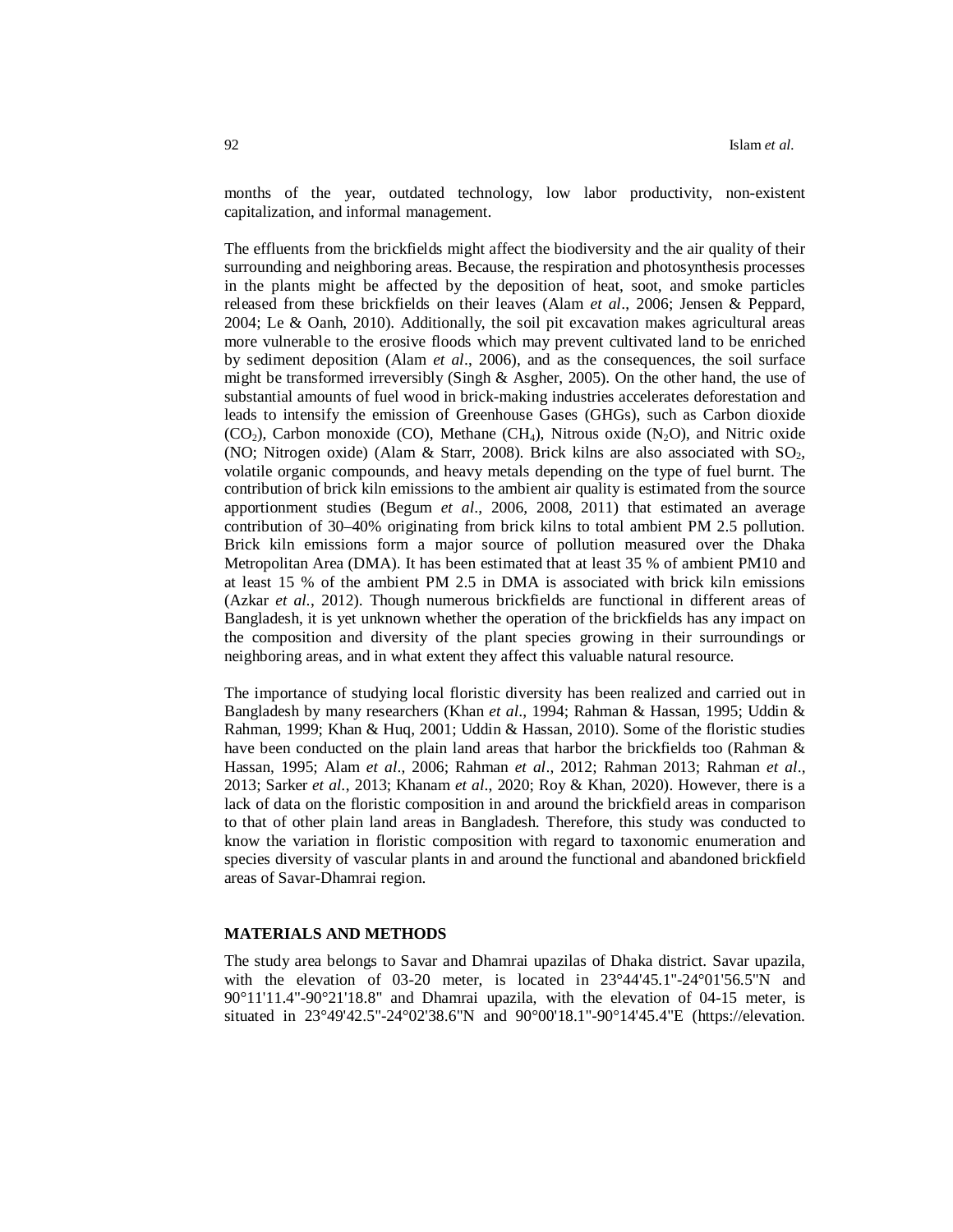months of the year, outdated technology, low labor productivity, non-existent capitalization, and informal management.

The effluents from the brickfields might affect the biodiversity and the air quality of their surrounding and neighboring areas. Because, the respiration and photosynthesis processes in the plants might be affected by the deposition of heat, soot, and smoke particles released from these brickfields on their leaves (Alam *et al*., 2006; Jensen & Peppard, 2004; Le & Oanh, 2010). Additionally, the soil pit excavation makes agricultural areas more vulnerable to the erosive floods which may prevent cultivated land to be enriched by sediment deposition (Alam *et al*., 2006), and as the consequences, the soil surface might be transformed irreversibly (Singh & Asgher, 2005). On the other hand, the use of substantial amounts of fuel wood in brick-making industries accelerates deforestation and leads to intensify the emission of Greenhouse Gases (GHGs), such as Carbon dioxide ($CO_2$), Carbon monoxide (CO), Methane ($CH_4$), Nitrous oxide ($N_2O$), and Nitric oxide (NO; Nitrogen oxide) (Alam & Starr, 2008). Brick kilns are also associated with $SO_2$, volatile organic compounds, and heavy metals depending on the type of fuel burnt. The contribution of brick kiln emissions to the ambient air quality is estimated from the source apportionment studies (Begum *et al*., 2006, 2008, 2011) that estimated an average contribution of 30–40% originating from brick kilns to total ambient PM 2.5 pollution. Brick kiln emissions form a major source of pollution measured over the Dhaka Metropolitan Area (DMA). It has been estimated that at least 35 % of ambient PM10 and at least 15 % of the ambient PM 2.5 in DMA is associated with brick kiln emissions (Azkar *et al.*, 2012). Though numerous brickfields are functional in different areas of Bangladesh, it is yet unknown whether the operation of the brickfields has any impact on the composition and diversity of the plant species growing in their surroundings or neighboring areas, and in what extent they affect this valuable natural resource.

The importance of studying local floristic diversity has been realized and carried out in Bangladesh by many researchers (Khan *et al*., 1994; Rahman & Hassan, 1995; Uddin & Rahman, 1999; Khan & Huq, 2001; Uddin & Hassan, 2010). Some of the floristic studies have been conducted on the plain land areas that harbor the brickfields too (Rahman & Hassan, 1995; Alam *et al*., 2006; Rahman *et al*., 2012; Rahman 2013; Rahman *et al*., 2013; Sarker *et al.*, 2013; Khanam *et al*., 2020; Roy & Khan, 2020). However, there is a lack of data on the floristic composition in and around the brickfield areas in comparison to that of other plain land areas in Bangladesh. Therefore, this study was conducted to know the variation in floristic composition with regard to taxonomic enumeration and species diversity of vascular plants in and around the functional and abandoned brickfield areas of Savar-Dhamrai region.

## MATERIALS AND METHODS

The study area belongs to Savar and Dhamrai upazilas of Dhaka district. Savar upazila, with the elevation of 03-20 meter, is located in 23°44'45.1"-24°01'56.5"N and 90°11'11.4"-90°21'18.8" and Dhamrai upazila, with the elevation of 04-15 meter, is situated in 23°49'42.5"-24°02'38.6"N and 90°00'18.1"-90°14'45.4"E (https://elevation.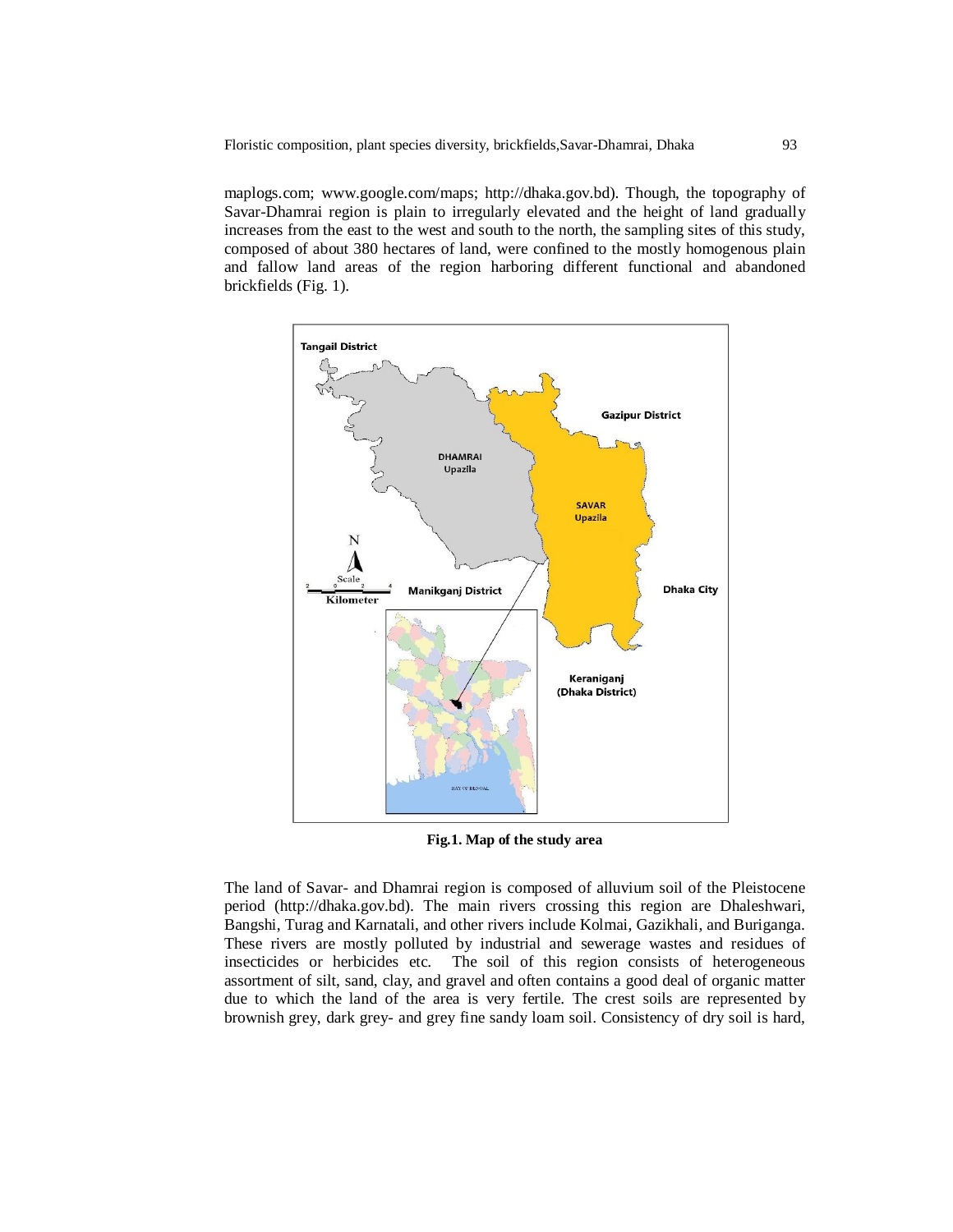maplogs.com; www.google.com/maps; http://dhaka.gov.bd). Though, the topography of Savar-Dhamrai region is plain to irregularly elevated and the height of land gradually increases from the east to the west and south to the north, the sampling sites of this study, composed of about 380 hectares of land, were confined to the mostly homogenous plain and fallow land areas of the region harboring different functional and abandoned brickfields (Fig. 1).

**Fig.1. Map of the study area**

The land of Savar- and Dhamrai region is composed of alluvium soil of the Pleistocene period (http://dhaka.gov.bd). The main rivers crossing this region are Dhaleshwari, Bangshi, Turag and Karnatali, and other rivers include Kolmai, Gazikhali, and Buriganga. These rivers are mostly polluted by industrial and sewerage wastes and residues of insecticides or herbicides etc. The soil of this region consists of heterogeneous assortment of silt, sand, clay, and gravel and often contains a good deal of organic matter due to which the land of the area is very fertile. The crest soils are represented by brownish grey, dark grey- and grey fine sandy loam soil. Consistency of dry soil is hard,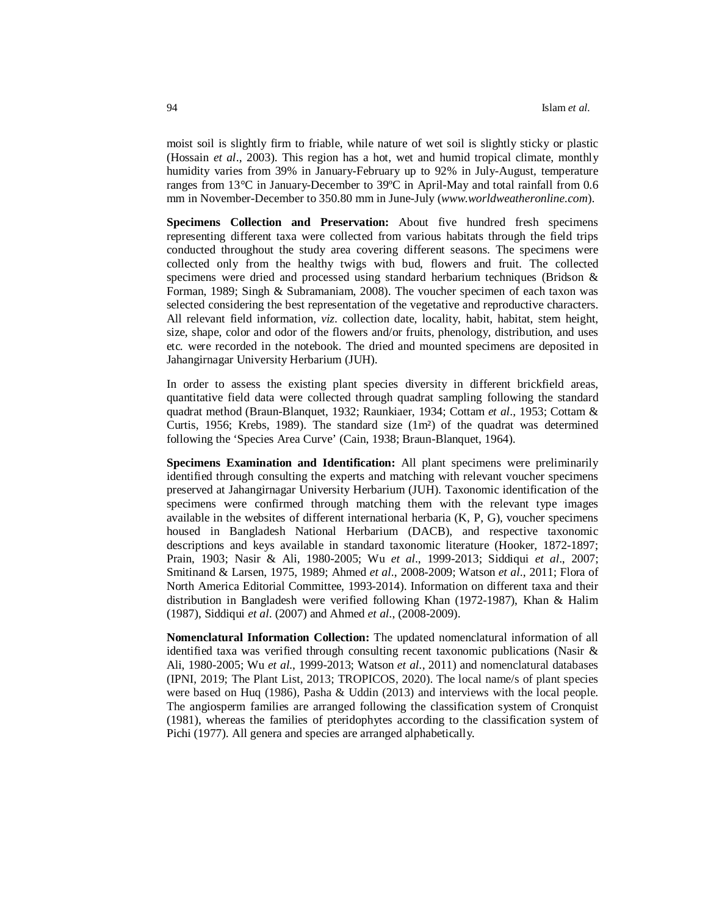moist soil is slightly firm to friable, while nature of wet soil is slightly sticky or plastic (Hossain *et al*., 2003). This region has a hot, wet and humid tropical climate, monthly humidity varies from 39% in January-February up to 92% in July-August, temperature ranges from 13°C in January-December to 39ºC in April-May and total rainfall from 0.6 mm in November-December to 350.80 mm in June-July (*www.worldweatheronline.com*).

**Specimens Collection and Preservation:** About five hundred fresh specimens representing different taxa were collected from various habitats through the field trips conducted throughout the study area covering different seasons. The specimens were collected only from the healthy twigs with bud, flowers and fruit. The collected specimens were dried and processed using standard herbarium techniques (Bridson & Forman, 1989; Singh & Subramaniam, 2008). The voucher specimen of each taxon was selected considering the best representation of the vegetative and reproductive characters. All relevant field information, *viz*. collection date, locality, habit, habitat, stem height, size, shape, color and odor of the flowers and/or fruits, phenology, distribution, and uses etc. were recorded in the notebook. The dried and mounted specimens are deposited in Jahangirnagar University Herbarium (JUH).

In order to assess the existing plant species diversity in different brickfield areas, quantitative field data were collected through quadrat sampling following the standard quadrat method (Braun-Blanquet, 1932; Raunkiaer, 1934; Cottam *et al*., 1953; Cottam & Curtis, 1956; Krebs, 1989). The standard size ($1m^2$) of the quadrat was determined following the 'Species Area Curve' (Cain, 1938; Braun-Blanquet, 1964).

**Specimens Examination and Identification:** All plant specimens were preliminarily identified through consulting the experts and matching with relevant voucher specimens preserved at Jahangirnagar University Herbarium (JUH). Taxonomic identification of the specimens were confirmed through matching them with the relevant type images available in the websites of different international herbaria (K, P, G), voucher specimens housed in Bangladesh National Herbarium (DACB), and respective taxonomic descriptions and keys available in standard taxonomic literature (Hooker, 1872-1897; Prain, 1903; Nasir & Ali, 1980-2005; Wu *et al*., 1999-2013; Siddiqui *et al*., 2007; Smitinand & Larsen, 1975, 1989; Ahmed *et al*., 2008-2009; Watson *et al*., 2011; Flora of North America Editorial Committee, 1993-2014). Information on different taxa and their distribution in Bangladesh were verified following Khan (1972-1987), Khan & Halim (1987), Siddiqui *et al*. (2007) and Ahmed *et al*., (2008-2009).

**Nomenclatural Information Collection:** The updated nomenclatural information of all identified taxa was verified through consulting recent taxonomic publications (Nasir & Ali, 1980-2005; Wu *et al*., 1999-2013; Watson *et al*., 2011) and nomenclatural databases (IPNI, 2019; The Plant List, 2013; TROPICOS, 2020). The local name/s of plant species were based on Huq (1986), Pasha & Uddin (2013) and interviews with the local people. The angiosperm families are arranged following the classification system of Cronquist (1981), whereas the families of pteridophytes according to the classification system of Pichi (1977). All genera and species are arranged alphabetically.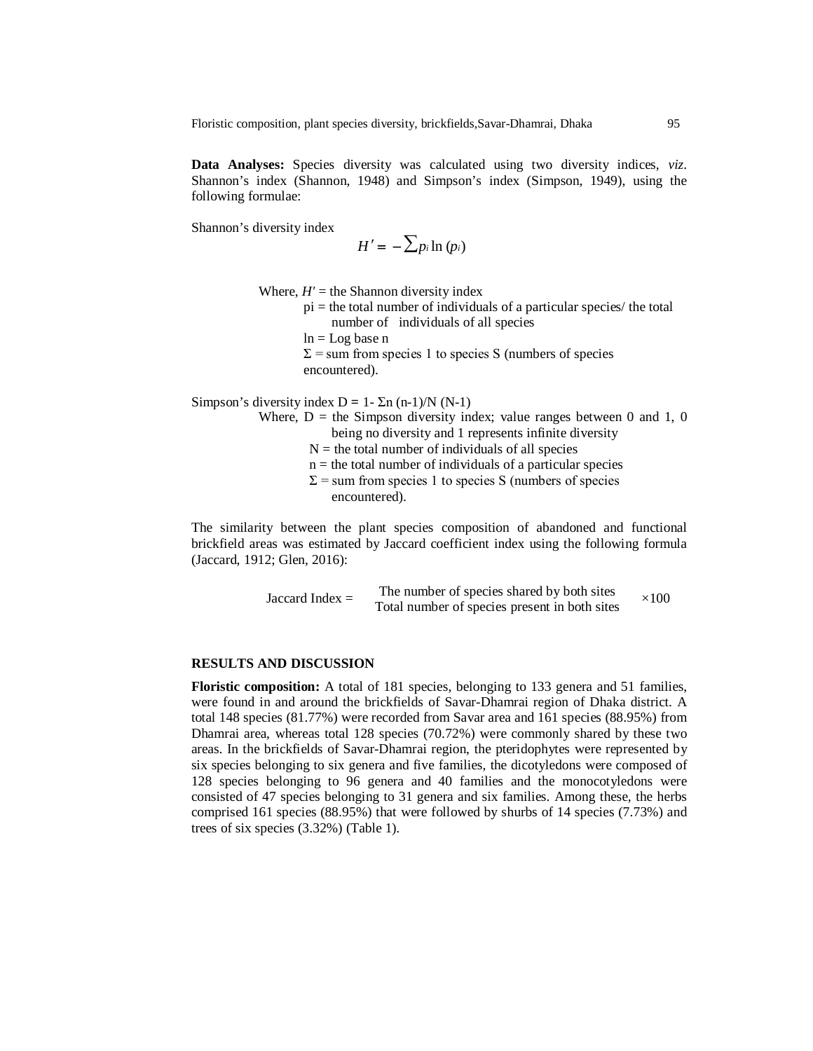**Data Analyses:** Species diversity was calculated using two diversity indices, *viz*. Shannon's index (Shannon, 1948) and Simpson's index (Simpson, 1949), using the following formulae:

Shannon's diversity index

$$H' = -\sum p_i \ln (p_i)$$

Where, $H'$ = the Shannon diversity index

pi = the total number of individuals of a particular species/ the total number of individuals of all species

ln = Log base n

$\Sigma$ = sum from species 1 to species S (numbers of species encountered).

Simpson's diversity index $D = 1 - \Sigma n (n-1)/N (N-1)$

Where, D = the Simpson diversity index; value ranges between 0 and 1, 0 being no diversity and 1 represents infinite diversity

N = the total number of individuals of all species

n = the total number of individuals of a particular species

$\Sigma$ = sum from species 1 to species S (numbers of species encountered).

The similarity between the plant species composition of abandoned and functional brickfield areas was estimated by Jaccard coefficient index using the following formula (Jaccard, 1912; Glen, 2016):

$$\text{Jaccard Index} = \frac{\text{The number of species shared by both sites}}{\text{Total number of species present in both sites}} \times 100$$

## RESULTS AND DISCUSSION

**Floristic composition:** A total of 181 species, belonging to 133 genera and 51 families, were found in and around the brickfields of Savar-Dhamrai region of Dhaka district. A total 148 species (81.77%) were recorded from Savar area and 161 species (88.95%) from Dhamrai area, whereas total 128 species (70.72%) were commonly shared by these two areas. In the brickfields of Savar-Dhamrai region, the pteridophytes were represented by six species belonging to six genera and five families, the dicotyledons were composed of 128 species belonging to 96 genera and 40 families and the monocotyledons were consisted of 47 species belonging to 31 genera and six families. Among these, the herbs comprised 161 species (88.95%) that were followed by shurbs of 14 species (7.73%) and trees of six species (3.32%) (Table 1).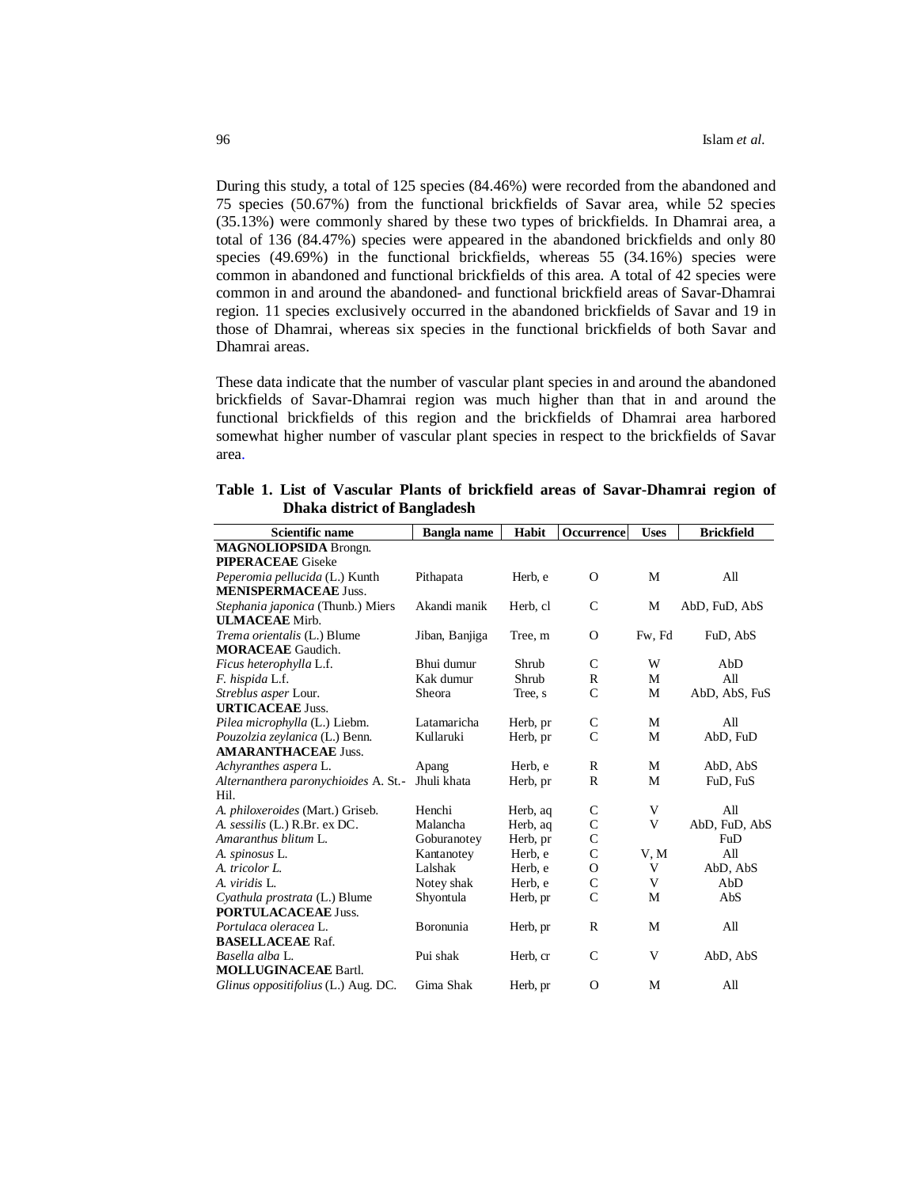During this study, a total of 125 species (84.46%) were recorded from the abandoned and 75 species (50.67%) from the functional brickfields of Savar area, while 52 species (35.13%) were commonly shared by these two types of brickfields. In Dhamrai area, a total of 136 (84.47%) species were appeared in the abandoned brickfields and only 80 species (49.69%) in the functional brickfields, whereas 55 (34.16%) species were common in abandoned and functional brickfields of this area. A total of 42 species were common in and around the abandoned- and functional brickfield areas of Savar-Dhamrai region. 11 species exclusively occurred in the abandoned brickfields of Savar and 19 in those of Dhamrai, whereas six species in the functional brickfields of both Savar and Dhamrai areas.

These data indicate that the number of vascular plant species in and around the abandoned brickfields of Savar-Dhamrai region was much higher than that in and around the functional brickfields of this region and the brickfields of Dhamrai area harbored somewhat higher number of vascular plant species in respect to the brickfields of Savar area.

**Table 1. List of Vascular Plants of brickfield areas of Savar-Dhamrai region of Dhaka district of Bangladesh**

| Scientific name | Bangla name | Habit | Occurrence | Uses | Brickfield |
|---|---|---|---|---|---|
| **MAGNOLIOPSIDA** Brongn. | | | | | |
| **PIPERACEAE** Giseke | | | | | |
| *Peperomia pellucida* (L.) Kunth | Pithapata | Herb, e | O | M | All |
| **MENISPERMACEAE** Juss. | | | | | |
| *Stephania japonica* (Thunb.) Miers | Akandi manik | Herb, cl | C | M | AbD, FuD, AbS |
| **ULMACEAE** Mirb. | | | | | |
| *Trema orientalis* (L.) Blume | Jiban, Banjiga | Tree, m | O | Fw, Fd | FuD, AbS |
| **MORACEAE** Gaudich. | | | | | |
| *Ficus heterophylla* L.f. | Bhui dumur | Shrub | C | W | AbD |
| *F. hispida* L.f. | Kak dumur | Shrub | R | M | All |
| *Streblus asper* Lour. | Sheora | Tree, s | C | M | AbD, AbS, FuS |
| **URTICACEAE** Juss. | | | | | |
| *Pilea microphylla* (L.) Liebm. | Latamaricha | Herb, pr | C | M | All |
| *Pouzolzia zeylanica* (L.) Benn. | Kullaruki | Herb, pr | C | M | AbD, FuD |
| **AMARANTHACEAE** Juss. | | | | | |
| *Achyranthes aspera* L. | Apang | Herb, e | R | M | AbD, AbS |
| *Alternanthera paronychioides* A. St.-Hil. | Jhuli khata | Herb, pr | R | M | FuD, FuS |
| *A. philoxeroides* (Mart.) Griseb. | Henchi | Herb, aq | C | V | All |
| *A. sessilis* (L.) R.Br. ex DC. | Malancha | Herb, aq | C | V | AbD, FuD, AbS |
| *Amaranthus blitum* L. | Goburanotey | Herb, pr | C | | FuD |
| *A. spinosus* L. | Kantanotey | Herb, e | C | V, M | All |
| *A. tricolor L.* | Lalshak | Herb, e | O | V | AbD, AbS |
| *A. viridis* L. | Notey shak | Herb, e | C | V | AbD |
| *Cyathula prostrata* (L.) Blume | Shyontula | Herb, pr | C | M | AbS |
| **PORTULACACEAE** Juss. | | | | | |
| *Portulaca oleracea* L. | Boronunia | Herb, pr | R | M | All |
| **BASELLACEAE** Raf. | | | | | |
| *Basella alba* L. | Pui shak | Herb, cr | C | V | AbD, AbS |
| **MOLLUGINACEAE** Bartl. | | | | | |
| *Glinus oppositifolius* (L.) Aug. DC. | Gima Shak | Herb, pr | O | M | All |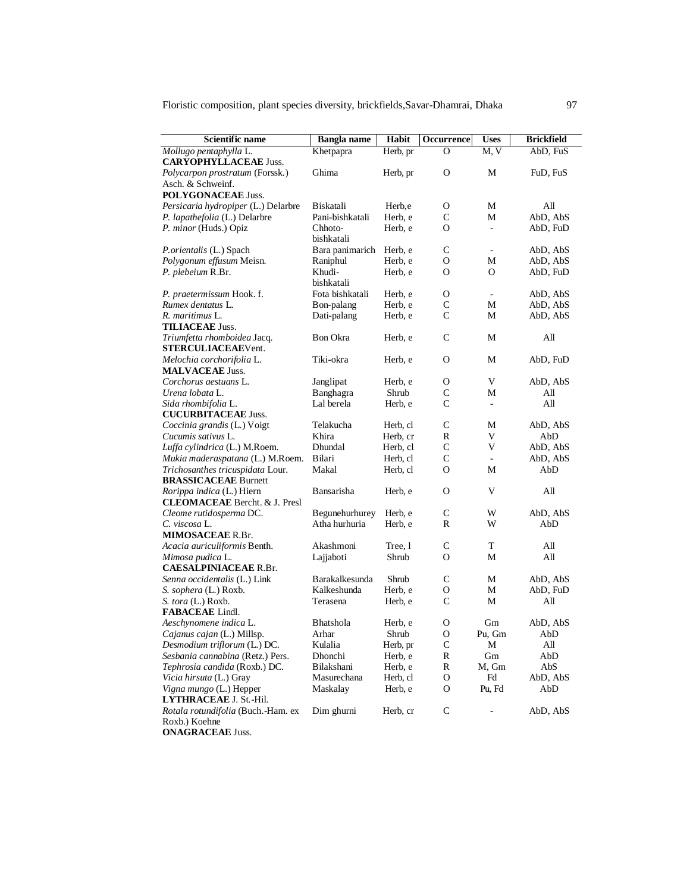| Scientific name | Bangla name | Habit | Occurrence | Uses | Brickfield |
|---|---|---|---|---|---|
| *Mollugo pentaphylla* L. | Khetpapra | Herb, pr | O | M, V | AbD, FuS |
| **CARYOPHYLLACEAE** Juss. | | | | | |
| *Polycarpon prostratum* (Forssk.) Asch. & Schweinf. | Ghima | Herb, pr | O | M | FuD, FuS |
| **POLYGONACEAE** Juss. | | | | | |
| *Persicaria hydropiper* (L.) Delarbre | Biskatali | Herb,e | O | M | All |
| *P. lapathefolia* (L.) Delarbre | Pani-bishkatali | Herb, e | C | M | AbD, AbS |
| *P. minor* (Huds.) Opiz | Chhoto-bishkatali | Herb, e | O | - | AbD, FuD |
| *P.orientalis* (L.) Spach | Bara panimarich | Herb, e | C | - | AbD, AbS |
| *Polygonum effusum* Meisn. | Raniphul | Herb, e | O | M | AbD, AbS |
| *P. plebeium* R.Br. | Khudi-bishkatali | Herb, e | O | O | AbD, FuD |
| *P. praetermissum* Hook. f. | Fota bishkatali | Herb, e | O | - | AbD, AbS |
| *Rumex dentatus* L. | Bon-palang | Herb, e | C | M | AbD, AbS |
| *R. maritimus* L. | Dati-palang | Herb, e | C | M | AbD, AbS |
| **TILIACEAE** Juss. | | | | | |
| *Triumfetta rhomboidea* Jacq. | Bon Okra | Herb, e | C | M | All |
| **STERCULIACEAE**Vent. | | | | | |
| *Melochia corchorifolia* L. | Tiki-okra | Herb, e | O | M | AbD, FuD |
| **MALVACEAE** Juss. | | | | | |
| *Corchorus aestuans* L. | Janglipat | Herb, e | O | V | AbD, AbS |
| *Urena lobata* L. | Banghagra | Shrub | C | M | All |
| *Sida rhombifolia* L. | Lal berela | Herb, e | C | - | All |
| **CUCURBITACEAE** Juss. | | | | | |
| *Coccinia grandis* (L.) Voigt | Telakucha | Herb, cl | C | M | AbD, AbS |
| *Cucumis sativus* L. | Khira | Herb, cr | R | V | AbD |
| *Luffa cylindrica* (L.) M.Roem. | Dhundal | Herb, cl | C | V | AbD, AbS |
| *Mukia maderaspatana* (L.) M.Roem. | Bilari | Herb, cl | C | - | AbD, AbS |
| *Trichosanthes tricuspidata* Lour. | Makal | Herb, cl | O | M | AbD |
| **BRASSICACEAE** Burnett | | | | | |
| *Rorippa indica* (L.) Hiern | Bansarisha | Herb, e | O | V | All |
| **CLEOMACEAE** Bercht. & J. Presl | | | | | |
| *Cleome rutidosperma* DC. | Begunehurhurey | Herb, e | C | W | AbD, AbS |
| *C. viscosa* L. | Atha hurhuria | Herb, e | R | W | AbD |
| **MIMOSACEAE** R.Br. | | | | | |
| *Acacia auriculiformis* Benth. | Akashmoni | Tree, l | C | T | All |
| *Mimosa pudica* L. | Lajjaboti | Shrub | O | M | All |
| **CAESALPINIACEAE** R.Br. | | | | | |
| *Senna occidentalis* (L.) Link | Barakalkesunda | Shrub | C | M | AbD, AbS |
| *S. sophera* (L.) Roxb. | Kalkeshunda | Herb, e | O | M | AbD, FuD |
| *S. tora* (L.) Roxb. | Terasena | Herb, e | C | M | All |
| **FABACEAE** Lindl. | | | | | |
| *Aeschynomene indica* L. | Bhatshola | Herb, e | O | Gm | AbD, AbS |
| *Cajanus cajan* (L.) Millsp. | Arhar | Shrub | O | Pu, Gm | AbD |
| *Desmodium triflorum* (L.) DC. | Kulalia | Herb, pr | C | M | All |
| *Sesbania cannabina* (Retz.) Pers. | Dhonchi | Herb, e | R | Gm | AbD |
| *Tephrosia candida* (Roxb.) DC. | Bilakshani | Herb, e | R | M, Gm | AbS |
| *Vicia hirsuta* (L.) Gray | Masurechana | Herb, cl | O | Fd | AbD, AbS |
| *Vigna mungo* (L.) Hepper | Maskalay | Herb, e | O | Pu, Fd | AbD |
| **LYTHRACEAE** J. St.-Hil. | | | | | |
| *Rotala rotundifolia* (Buch.-Ham. ex Roxb.) Koehne | Dim ghurni | Herb, cr | C | - | AbD, AbS |
| **ONAGRACEAE** Juss. | | | | | |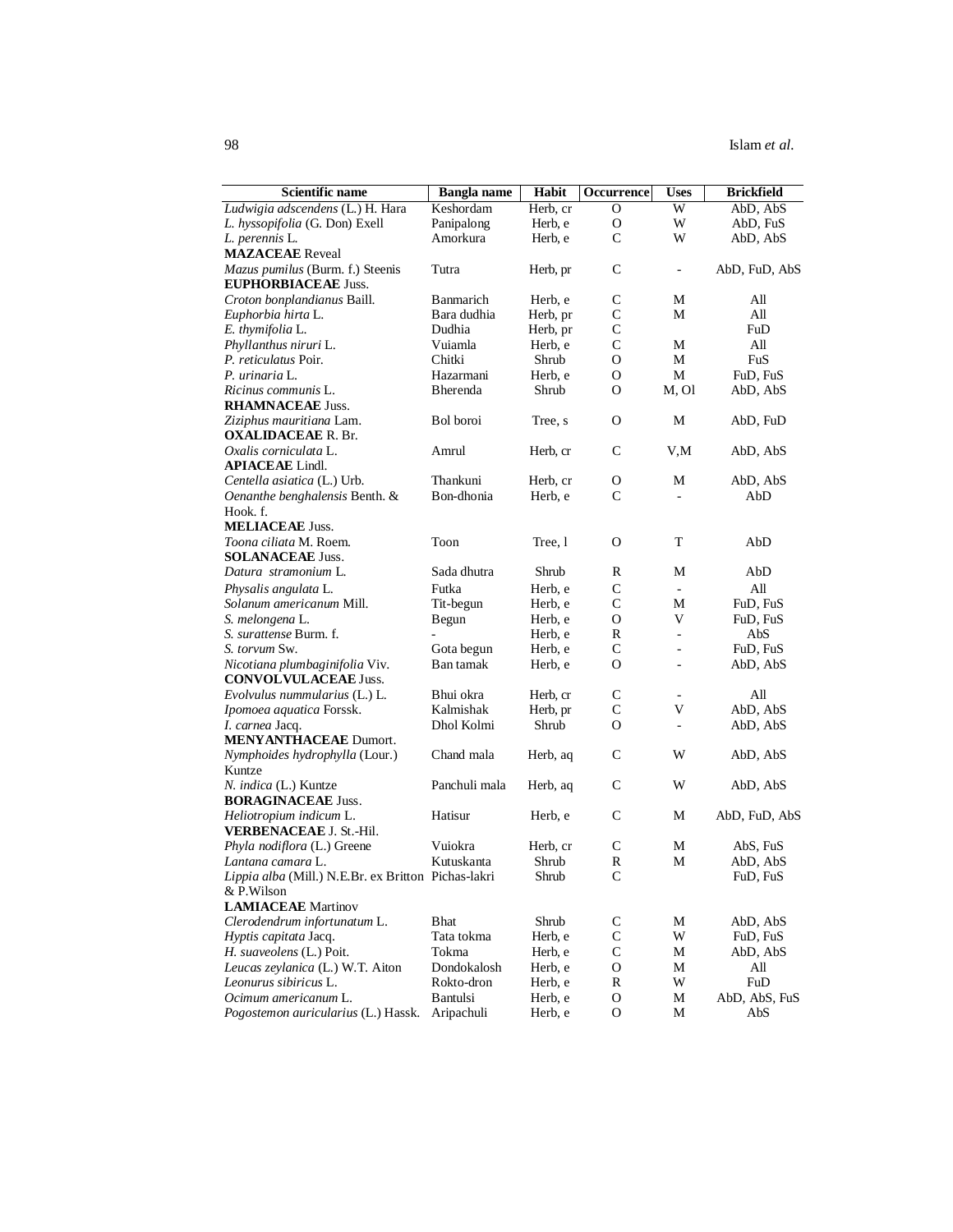| Scientific name | Bangla name | Habit | Occurrence | Uses | Brickfield |
|---|---|---|---|---|---|
| *Ludwigia adscendens* (L.) H. Hara | Keshordam | Herb, cr | O | W | AbD, AbS |
| *L. hyssopifolia* (G. Don) Exell | Panipalong | Herb, e | O | W | AbD, FuS |
| *L. perennis* L. | Amorkura | Herb, e | C | W | AbD, AbS |
| **MAZACEAE** Reveal | | | | | |
| *Mazus pumilus* (Burm. f.) Steenis | Tutra | Herb, pr | C | - | AbD, FuD, AbS |
| **EUPHORBIACEAE** Juss. | | | | | |
| *Croton bonplandianus* Baill. | Banmarich | Herb, e | C | M | All |
| *Euphorbia hirta* L. | Bara dudhia | Herb, pr | C | M | All |
| *E. thymifolia* L. | Dudhia | Herb, pr | C | | FuD |
| *Phyllanthus niruri* L. | Vuiamla | Herb, e | C | M | All |
| *P. reticulatus* Poir. | Chitki | Shrub | O | M | FuS |
| *P. urinaria* L. | Hazarmani | Herb, e | O | M | FuD, FuS |
| *Ricinus communis* L. | Bherenda | Shrub | O | M, Ol | AbD, AbS |
| **RHAMNACEAE** Juss. | | | | | |
| *Ziziphus mauritiana* Lam. | Bol boroi | Tree, s | O | M | AbD, FuD |
| **OXALIDACEAE** R. Br. | | | | | |
| *Oxalis corniculata* L. | Amrul | Herb, cr | C | V,M | AbD, AbS |
| **APIACEAE** Lindl. | | | | | |
| *Centella asiatica* (L.) Urb. | Thankuni | Herb, cr | O | M | AbD, AbS |
| *Oenanthe benghalensis* Benth. & Hook. f. | Bon-dhonia | Herb, e | C | - | AbD |
| **MELIACEAE** Juss. | | | | | |
| *Toona ciliata* M. Roem. | Toon | Tree, l | O | T | AbD |
| **SOLANACEAE** Juss. | | | | | |
| *Datura stramonium* L. | Sada dhutra | Shrub | R | M | AbD |
| *Physalis angulata* L. | Futka | Herb, e | C | - | All |
| *Solanum americanum* Mill. | Tit-begun | Herb, e | C | M | FuD, FuS |
| *S. melongena* L. | Begun | Herb, e | O | V | FuD, FuS |
| *S. surattense* Burm. f. | - | Herb, e | R | - | AbS |
| *S. torvum* Sw. | Gota begun | Herb, e | C | - | FuD, FuS |
| *Nicotiana plumbaginifolia* Viv. | Ban tamak | Herb, e | O | - | AbD, AbS |
| **CONVOLVULACEAE** Juss. | | | | | |
| *Evolvulus nummularius* (L.) L. | Bhui okra | Herb, cr | C | - | All |
| *Ipomoea aquatica* Forssk. | Kalmishak | Herb, pr | C | V | AbD, AbS |
| *I. carnea* Jacq. | Dhol Kolmi | Shrub | O | - | AbD, AbS |
| **MENYANTHACEAE** Dumort. | | | | | |
| *Nymphoides hydrophylla* (Lour.) Kuntze | Chand mala | Herb, aq | C | W | AbD, AbS |
| *N. indica* (L.) Kuntze | Panchuli mala | Herb, aq | C | W | AbD, AbS |
| **BORAGINACEAE** Juss. | | | | | |
| *Heliotropium indicum* L. | Hatisur | Herb, e | C | M | AbD, FuD, AbS |
| **VERBENACEAE** J. St.-Hil. | | | | | |
| *Phyla nodiflora* (L.) Greene | Vuiokra | Herb, cr | C | M | AbS, FuS |
| *Lantana camara* L. | Kutuskanta | Shrub | R | M | AbD, AbS |
| *Lippia alba* (Mill.) N.E.Br. ex Britton & P.Wilson | Pichas-lakri | Shrub | C | | FuD, FuS |
| **LAMIACEAE** Martinov | | | | | |
| *Clerodendrum infortunatum* L. | Bhat | Shrub | C | M | AbD, AbS |
| *Hyptis capitata* Jacq. | Tata tokma | Herb, e | C | W | FuD, FuS |
| *H. suaveolens* (L.) Poit. | Tokma | Herb, e | C | M | AbD, AbS |
| *Leucas zeylanica* (L.) W.T. Aiton | Dondokalosh | Herb, e | O | M | All |
| *Leonurus sibiricus* L. | Rokto-dron | Herb, e | R | W | FuD |
| *Ocimum americanum* L. | Bantulsi | Herb, e | O | M | AbD, AbS, FuS |
| *Pogostemon auricularius* (L.) Hassk. | Aripachuli | Herb, e | O | M | AbS |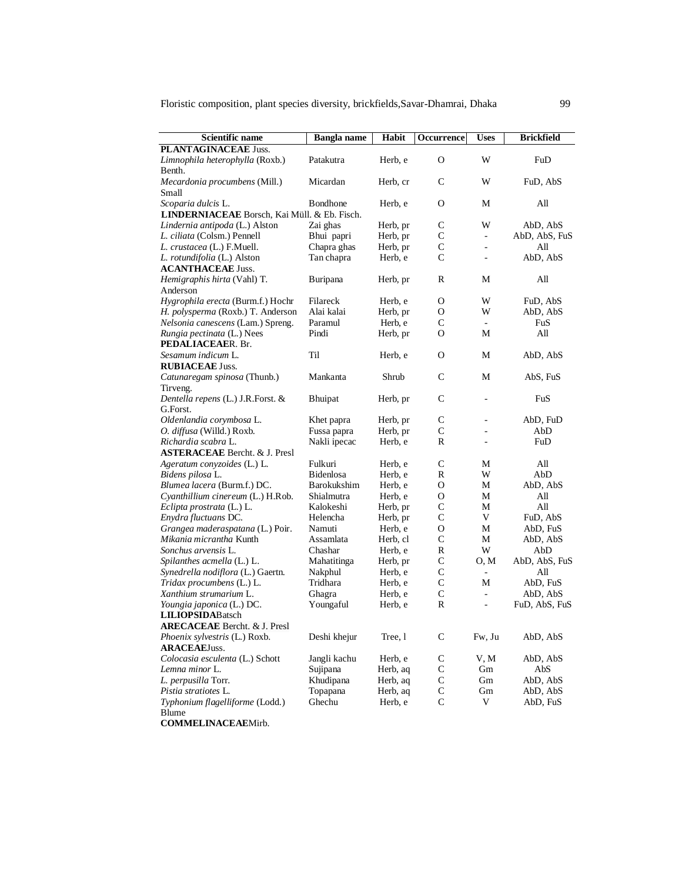| Scientific name | Bangla name | Habit | Occurrence | Uses | Brickfield |
|---|---|---|---|---|---|
| **PLANTAGINACEAE** Juss. | | | | | |
| *Limnophila heterophylla* (Roxb.) Benth. | Patakutra | Herb, e | O | W | FuD |
| *Mecardonia procumbens* (Mill.) Small | Micardan | Herb, cr | C | W | FuD, AbS |
| *Scoparia dulcis* L. | Bondhone | Herb, e | O | M | All |
| **LINDERNIACEAE** Borsch, Kai Müll. & Eb. Fisch. | | | | | |
| *Lindernia antipoda* (L.) Alston | Zai ghas | Herb, pr | C | W | AbD, AbS |
| *L. ciliata* (Colsm.) Pennell | Bhui papri | Herb, pr | C | - | AbD, AbS, FuS |
| *L. crustacea* (L.) F.Muell. | Chapra ghas | Herb, pr | C | - | All |
| *L. rotundifolia* (L.) Alston | Tan chapra | Herb, e | C | - | AbD, AbS |
| **ACANTHACEAE** Juss. | | | | | |
| *Hemigraphis hirta* (Vahl) T. Anderson | Buripana | Herb, pr | R | M | All |
| *Hygrophila erecta* (Burm.f.) Hochr | Filareck | Herb, e | O | W | FuD, AbS |
| *H. polysperma* (Roxb.) T. Anderson | Alai kalai | Herb, pr | O | W | AbD, AbS |
| *Nelsonia canescens* (Lam.) Spreng. | Paramul | Herb, e | C | - | FuS |
| *Rungia pectinata* (L.) Nees | Pindi | Herb, pr | O | M | All |
| **PEDALIACEAE** R. Br. | | | | | |
| *Sesamum indicum* L. | Til | Herb, e | O | M | AbD, AbS |
| **RUBIACEAE** Juss. | | | | | |
| *Catunaregam spinosa* (Thunb.) Tirveng. | Mankanta | Shrub | C | M | AbS, FuS |
| *Dentella repens* (L.) J.R.Forst. & G.Forst. | Bhuipat | Herb, pr | C | - | FuS |
| *Oldenlandia corymbosa* L. | Khet papra | Herb, pr | C | - | AbD, FuD |
| *O. diffusa* (Willd.) Roxb. | Fussa papra | Herb, pr | C | - | AbD |
| *Richardia scabra* L. | Nakli ipecac | Herb, e | R | - | FuD |
| **ASTERACEAE** Bercht. & J. Presl | | | | | |
| *Ageratum conyzoides* (L.) L. | Fulkuri | Herb, e | C | M | All |
| *Bidens pilosa* L. | Bidenlosa | Herb, e | R | W | AbD |
| *Blumea lacera* (Burm.f.) DC. | Barokukshim | Herb, e | O | M | AbD, AbS |
| *Cyanthillium cinereum* (L.) H.Rob. | Shialmutra | Herb, e | O | M | All |
| *Eclipta prostrata* (L.) L. | Kalokeshi | Herb, pr | C | M | All |
| *Enydra fluctuans* DC. | Helencha | Herb, pr | C | V | FuD, AbS |
| *Grangea maderaspatana* (L.) Poir. | Namuti | Herb, e | O | M | AbD, FuS |
| *Mikania micrantha* Kunth | Assamlata | Herb, cl | C | M | AbD, AbS |
| *Sonchus arvensis* L. | Chashar | Herb, e | R | W | AbD |
| *Spilanthes acmella* (L.) L. | Mahatitinga | Herb, pr | C | O, M | AbD, AbS, FuS |
| *Synedrella nodiflora* (L.) Gaertn. | Nakphul | Herb, e | C | - | All |
| *Tridax procumbens* (L.) L. | Tridhara | Herb, e | C | M | AbD, FuS |
| *Xanthium strumarium* L. | Ghagra | Herb, e | C | - | AbD, AbS |
| *Youngia japonica* (L.) DC. | Youngaful | Herb, e | R | - | FuD, AbS, FuS |
| **LILIOPSIDA** Batsch | | | | | |
| **ARECACEAE** Bercht. & J. Presl | | | | | |
| *Phoenix sylvestris* (L.) Roxb. | Deshi khejur | Tree, l | C | Fw, Ju | AbD, AbS |
| **ARACEAE** Juss. | | | | | |
| *Colocasia esculenta* (L.) Schott | Jangli kachu | Herb, e | C | V, M | AbD, AbS |
| *Lemna minor* L. | Sujipana | Herb, aq | C | Gm | AbS |
| *L. perpusilla* Torr. | Khudipana | Herb, aq | C | Gm | AbD, AbS |
| *Pistia stratiotes* L. | Topapana | Herb, aq | C | Gm | AbD, AbS |
| *Typhonium flagelliforme* (Lodd.) Blume | Ghechu | Herb, e | C | V | AbD, FuS |
| **COMMELINACEAE** Mirb. | | | | | |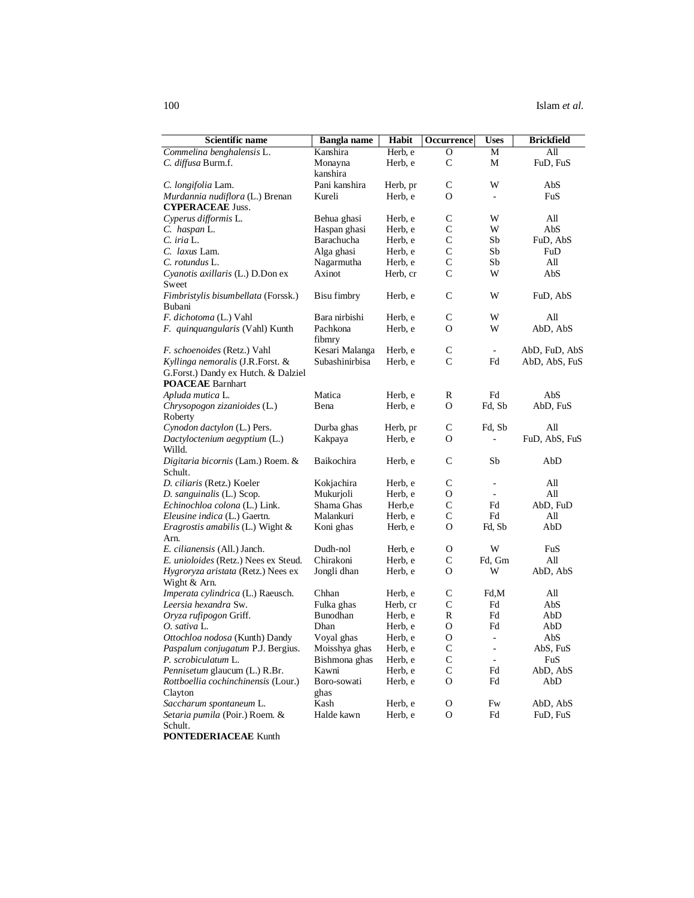| Scientific name | Bangla name | Habit | Occurrence | Uses | Brickfield |
|---|---|---|---|---|---|
| *Commelina benghalensis* L. | Kanshira | Herb, e | O | M | All |
| *C. diffusa* Burm.f. | Monayna kanshira | Herb, e | C | M | FuD, FuS |
| *C. longifolia* Lam. | Pani kanshira | Herb, pr | C | W | AbS |
| *Murdannia nudiflora* (L.) Brenan | Kureli | Herb, e | O | - | FuS |
| **CYPERACEAE** Juss. | | | | | |
| *Cyperus difformis* L. | Behua ghasi | Herb, e | C | W | All |
| *C. haspan* L. | Haspan ghasi | Herb, e | C | W | AbS |
| *C. iria* L. | Barachucha | Herb, e | C | Sb | FuD, AbS |
| *C. laxus* Lam. | Alga ghasi | Herb, e | C | Sb | FuD |
| *C. rotundus* L. | Nagarmutha | Herb, e | C | Sb | All |
| *Cyanotis axillaris* (L.) D.Don ex Sweet | Axinot | Herb, cr | C | W | AbS |
| *Fimbristylis bisumbellata* (Forssk.) Bubani | Bisu fimbry | Herb, e | C | W | FuD, AbS |
| *F. dichotoma* (L.) Vahl | Bara nirbishi | Herb, e | C | W | All |
| *F. quinquangularis* (Vahl) Kunth | Pachkona fibmry | Herb, e | O | W | AbD, AbS |
| *F. schoenoides* (Retz.) Vahl | Kesari Malanga | Herb, e | C | - | AbD, FuD, AbS |
| *Kyllinga nemoralis* (J.R.Forst. & G.Forst.) Dandy ex Hutch. & Dalziel | Subashinirbisa | Herb, e | C | Fd | AbD, AbS, FuS |
| **POACEAE** Barnhart | | | | | |
| *Apluda mutica* L. | Matica | Herb, e | R | Fd | AbS |
| *Chrysopogon zizanioides* (L.) Roberty | Bena | Herb, e | O | Fd, Sb | AbD, FuS |
| *Cynodon dactylon* (L.) Pers. | Durba ghas | Herb, pr | C | Fd, Sb | All |
| *Dactyloctenium aegyptium* (L.) Willd. | Kakpaya | Herb, e | O | - | FuD, AbS, FuS |
| *Digitaria bicornis* (Lam.) Roem. & Schult. | Baikochira | Herb, e | C | Sb | AbD |
| *D. ciliaris* (Retz.) Koeler | Kokjachira | Herb, e | C | - | All |
| *D. sanguinalis* (L.) Scop. | Mukurjoli | Herb, e | O | - | All |
| *Echinochloa colona* (L.) Link. | Shama Ghas | Herb,e | C | Fd | AbD, FuD |
| *Eleusine indica* (L.) Gaertn. | Malankuri | Herb, e | C | Fd | All |
| *Eragrostis amabilis* (L.) Wight & Arn. | Koni ghas | Herb, e | O | Fd, Sb | AbD |
| *E. cilianensis* (All.) Janch. | Dudh-nol | Herb, e | O | W | FuS |
| *E. unioloides* (Retz.) Nees ex Steud. | Chirakoni | Herb, e | C | Fd, Gm | All |
| *Hygroryza aristata* (Retz.) Nees ex Wight & Arn. | Jongli dhan | Herb, e | O | W | AbD, AbS |
| *Imperata cylindrica* (L.) Raeusch. | Chhan | Herb, e | C | Fd,M | All |
| *Leersia hexandra* Sw. | Fulka ghas | Herb, cr | C | Fd | AbS |
| *Oryza rufipogon* Griff. | Bunodhan | Herb, e | R | Fd | AbD |
| *O. sativa* L. | Dhan | Herb, e | O | Fd | AbD |
| *Ottochloa nodosa* (Kunth) Dandy | Voyal ghas | Herb, e | O | - | AbS |
| *Paspalum conjugatum* P.J. Bergius. | Moisshya ghas | Herb, e | C | - | AbS, FuS |
| *P. scrobiculatum* L. | Bishmona ghas | Herb, e | C | - | FuS |
| *Pennisetum* glaucum (L.) R.Br. | Kawni | Herb, e | C | Fd | AbD, AbS |
| *Rottboellia cochinchinensis* (Lour.) Clayton | Boro-sowati ghas | Herb, e | O | Fd | AbD |
| *Saccharum spontaneum* L. | Kash | Herb, e | O | Fw | AbD, AbS |
| *Setaria pumila* (Poir.) Roem. & Schult. | Halde kawn | Herb, e | O | Fd | FuD, FuS |
| **PONTEDERIACEAE** Kunth | | | | | |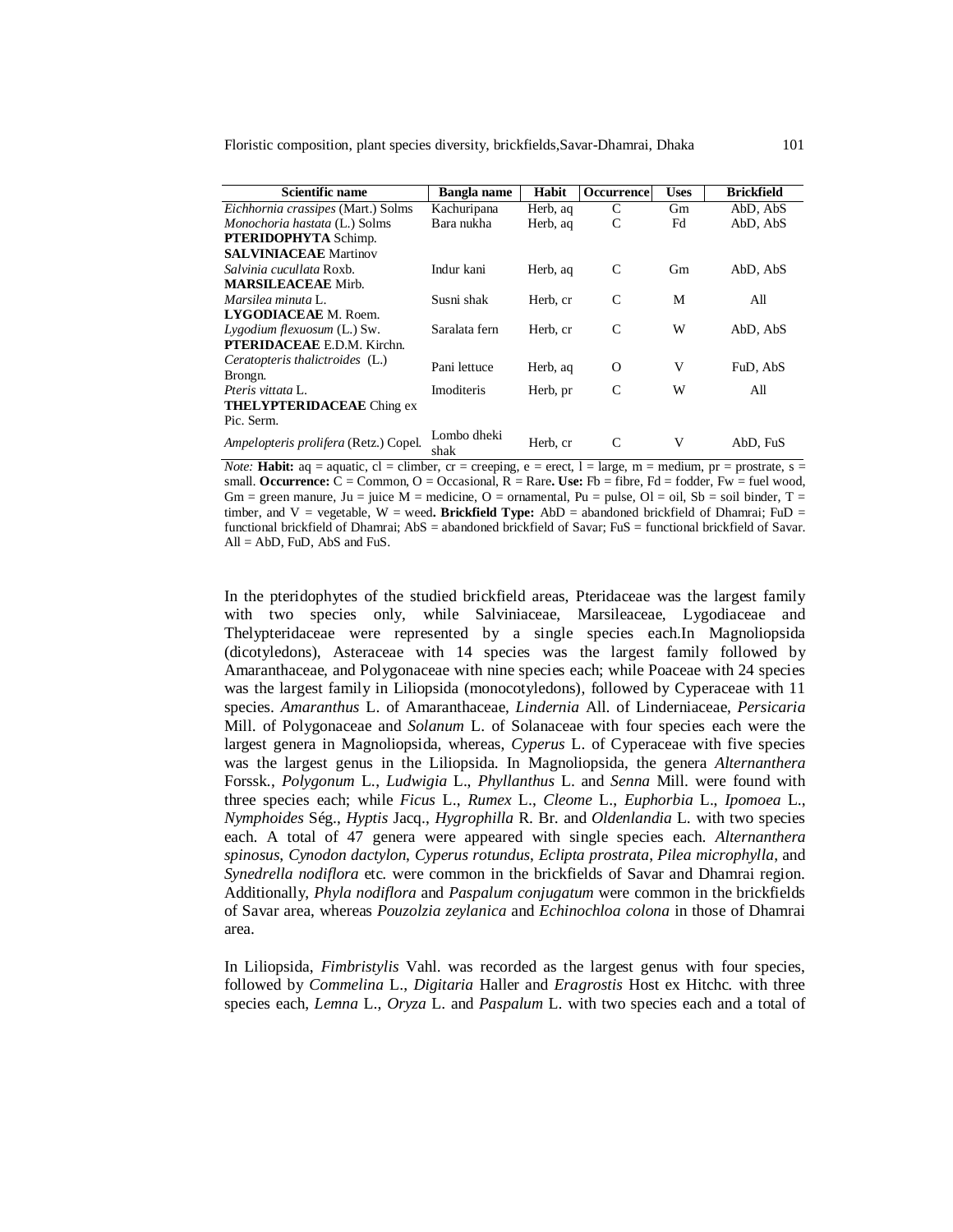| Scientific name | Bangla name | Habit | Occurrence | Uses | Brickfield |
|---|---|---|---|---|---|
| *Eichhornia crassipes* (Mart.) Solms | Kachuripana | Herb, aq | C | Gm | AbD, AbS |
| *Monochoria hastata* (L.) Solms | Bara nukha | Herb, aq | C | Fd | AbD, AbS |
| **PTERIDOPHYTA** Schimp. | | | | | |
| **SALVINIACEAE** Martinov | | | | | |
| *Salvinia cucullata* Roxb. | Indur kani | Herb, aq | C | Gm | AbD, AbS |
| **MARSILEACEAE** Mirb. | | | | | |
| *Marsilea minuta* L. | Susni shak | Herb, cr | C | M | All |
| **LYGODIACEAE** M. Roem. | | | | | |
| *Lygodium flexuosum* (L.) Sw. | Saralata fern | Herb, cr | C | W | AbD, AbS |
| **PTERIDACEAE** E.D.M. Kirchn. | | | | | |
| *Ceratopteris thalictroides* (L.) Brongn. | Pani lettuce | Herb, aq | O | V | FuD, AbS |
| *Pteris vittata* L. | Imoditeris | Herb, pr | C | W | All |
| **THELYPTERIDACEAE** Ching ex Pic. Serm. | | | | | |
| *Ampelopteris prolifera* (Retz.) Copel. | Lombo dheki shak | Herb, cr | C | V | AbD, FuS |

*Note:* **Habit:** aq = aquatic, cl = climber, cr = creeping, e = erect, l = large, m = medium, pr = prostrate, s = small. **Occurrence:** C = Common, O = Occasional, R = Rare. **Use:** Fb = fibre, Fd = fodder, Fw = fuel wood, Gm = green manure, Ju = juice M = medicine, O = ornamental, Pu = pulse, Ol = oil, Sb = soil binder, T = timber, and V = vegetable, W = weed. **Brickfield Type:** AbD = abandoned brickfield of Dhamrai; FuD = functional brickfield of Dhamrai; AbS = abandoned brickfield of Savar; FuS = functional brickfield of Savar. All = AbD, FuD, AbS and FuS.

In the pteridophytes of the studied brickfield areas, Pteridaceae was the largest family with two species only, while Salviniaceae, Marsileaceae, Lygodiaceae and Thelypteridaceae were represented by a single species each.In Magnoliopsida (dicotyledons), Asteraceae with 14 species was the largest family followed by Amaranthaceae, and Polygonaceae with nine species each; while Poaceae with 24 species was the largest family in Liliopsida (monocotyledons), followed by Cyperaceae with 11 species. *Amaranthus* L. of Amaranthaceae, *Lindernia* All. of Linderniaceae, *Persicaria* Mill. of Polygonaceae and *Solanum* L. of Solanaceae with four species each were the largest genera in Magnoliopsida, whereas, *Cyperus* L. of Cyperaceae with five species was the largest genus in the Liliopsida. In Magnoliopsida, the genera *Alternanthera* Forssk., *Polygonum* L., *Ludwigia* L., *Phyllanthus* L. and *Senna* Mill. were found with three species each; while *Ficus* L., *Rumex* L., *Cleome* L., *Euphorbia* L., *Ipomoea* L., *Nymphoides* Ség., *Hyptis* Jacq., *Hygrophilla* R. Br. and *Oldenlandia* L. with two species each. A total of 47 genera were appeared with single species each. *Alternanthera spinosus*, *Cynodon dactylon*, *Cyperus rotundus*, *Eclipta prostrata*, *Pilea microphylla*, and *Synedrella nodiflora* etc. were common in the brickfields of Savar and Dhamrai region. Additionally, *Phyla nodiflora* and *Paspalum conjugatum* were common in the brickfields of Savar area, whereas *Pouzolzia zeylanica* and *Echinochloa colona* in those of Dhamrai area.

In Liliopsida, *Fimbristylis* Vahl. was recorded as the largest genus with four species, followed by *Commelina* L., *Digitaria* Haller and *Eragrostis* Host ex Hitchc. with three species each, *Lemna* L., *Oryza* L. and *Paspalum* L. with two species each and a total of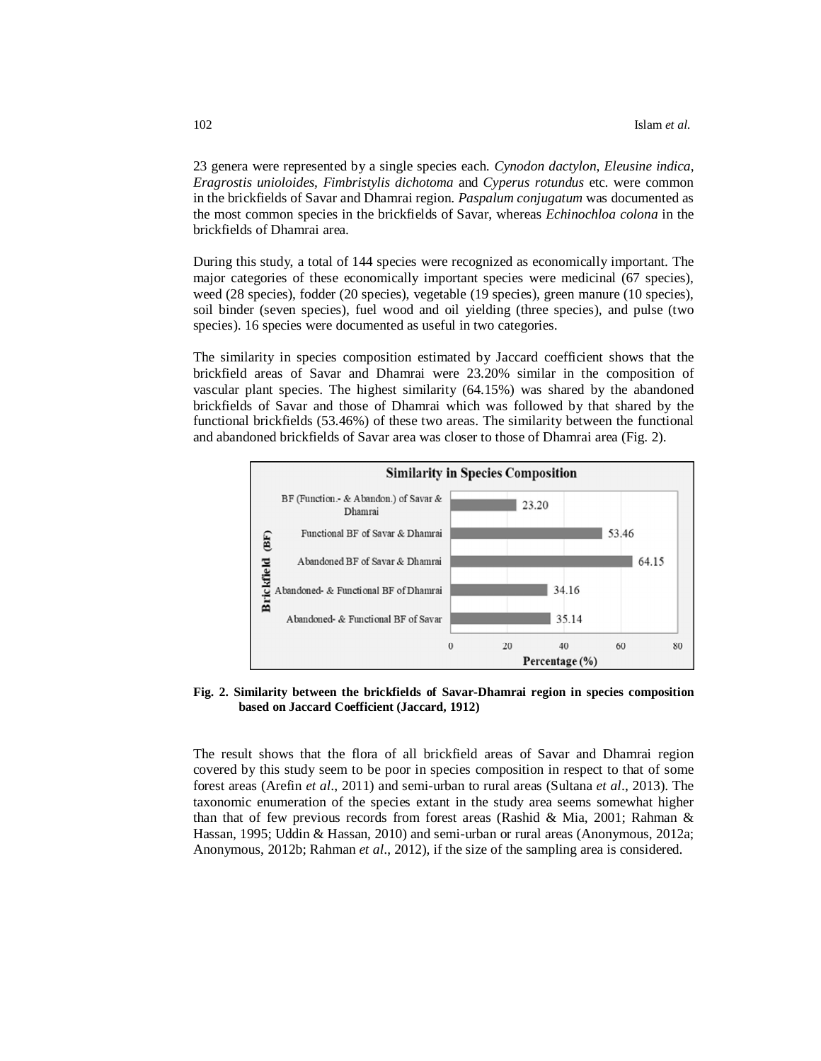23 genera were represented by a single species each. *Cynodon dactylon*, *Eleusine indica*, *Eragrostis unioloides*, *Fimbristylis dichotoma* and *Cyperus rotundus* etc. were common in the brickfields of Savar and Dhamrai region. *Paspalum conjugatum* was documented as the most common species in the brickfields of Savar, whereas *Echinochloa colona* in the brickfields of Dhamrai area.

During this study, a total of 144 species were recognized as economically important. The major categories of these economically important species were medicinal (67 species), weed (28 species), fodder (20 species), vegetable (19 species), green manure (10 species), soil binder (seven species), fuel wood and oil yielding (three species), and pulse (two species). 16 species were documented as useful in two categories.

The similarity in species composition estimated by Jaccard coefficient shows that the brickfield areas of Savar and Dhamrai were 23.20% similar in the composition of vascular plant species. The highest similarity (64.15%) was shared by the abandoned brickfields of Savar and those of Dhamrai which was followed by that shared by the functional brickfields (53.46%) of these two areas. The similarity between the functional and abandoned brickfields of Savar area was closer to those of Dhamrai area (Fig. 2).

**Fig. 2. Similarity between the brickfields of Savar-Dhamrai region in species composition based on Jaccard Coefficient (Jaccard, 1912)**

The result shows that the flora of all brickfield areas of Savar and Dhamrai region covered by this study seem to be poor in species composition in respect to that of some forest areas (Arefin *et al*., 2011) and semi-urban to rural areas (Sultana *et al*., 2013). The taxonomic enumeration of the species extant in the study area seems somewhat higher than that of few previous records from forest areas (Rashid & Mia, 2001; Rahman & Hassan, 1995; Uddin & Hassan, 2010) and semi-urban or rural areas (Anonymous, 2012a; Anonymous, 2012b; Rahman *et al*., 2012), if the size of the sampling area is considered.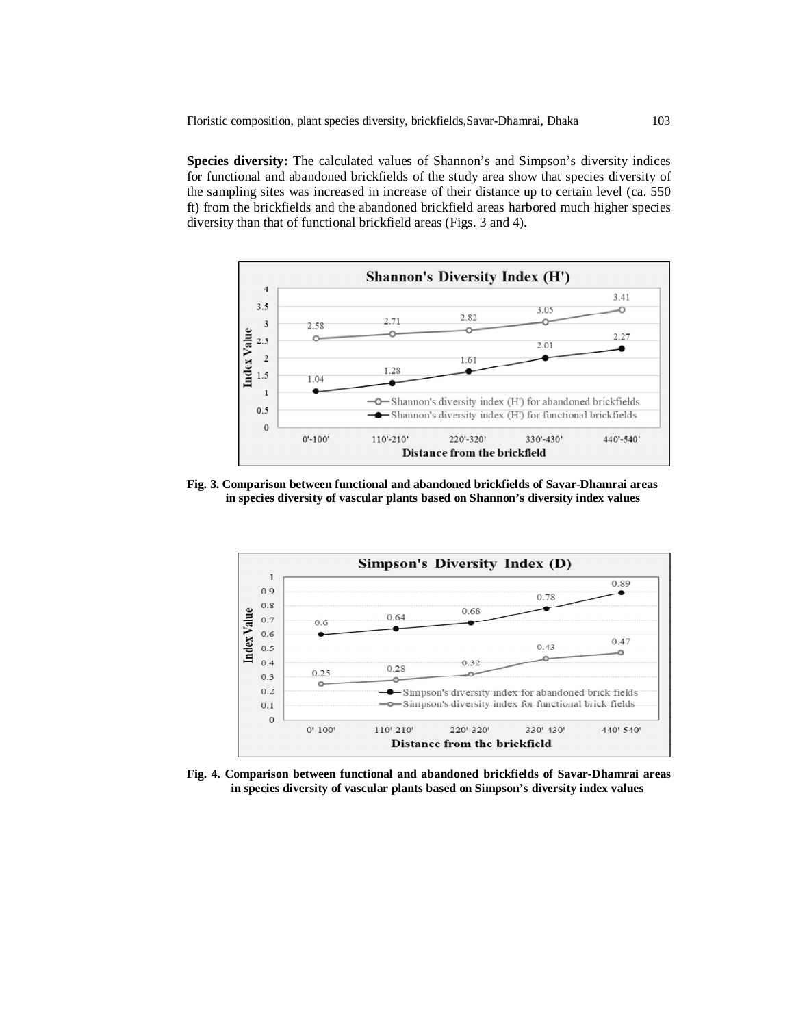**Species diversity:** The calculated values of Shannon's and Simpson's diversity indices for functional and abandoned brickfields of the study area show that species diversity of the sampling sites was increased in increase of their distance up to certain level (ca. 550 ft) from the brickfields and the abandoned brickfield areas harbored much higher species diversity than that of functional brickfield areas (Figs. 3 and 4).

**Fig. 3. Comparison between functional and abandoned brickfields of Savar-Dhamrai areas in species diversity of vascular plants based on Shannon's diversity index values**

**Fig. 4. Comparison between functional and abandoned brickfields of Savar-Dhamrai areas in species diversity of vascular plants based on Simpson's diversity index values**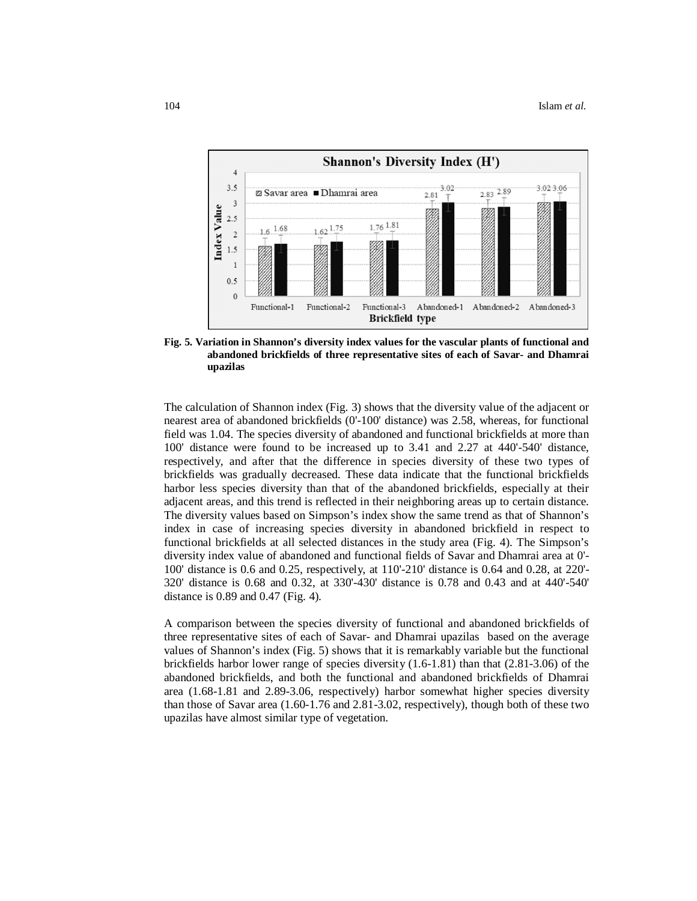**Fig. 5. Variation in Shannon's diversity index values for the vascular plants of functional and abandoned brickfields of three representative sites of each of Savar- and Dhamrai upazilas**

The calculation of Shannon index (Fig. 3) shows that the diversity value of the adjacent or nearest area of abandoned brickfields (0'-100' distance) was 2.58, whereas, for functional field was 1.04. The species diversity of abandoned and functional brickfields at more than 100' distance were found to be increased up to 3.41 and 2.27 at 440'-540' distance, respectively, and after that the difference in species diversity of these two types of brickfields was gradually decreased. These data indicate that the functional brickfields harbor less species diversity than that of the abandoned brickfields, especially at their adjacent areas, and this trend is reflected in their neighboring areas up to certain distance. The diversity values based on Simpson's index show the same trend as that of Shannon's index in case of increasing species diversity in abandoned brickfield in respect to functional brickfields at all selected distances in the study area (Fig. 4). The Simpson's diversity index value of abandoned and functional fields of Savar and Dhamrai area at 0'-100' distance is 0.6 and 0.25, respectively, at 110'-210' distance is 0.64 and 0.28, at 220'-320' distance is 0.68 and 0.32, at 330'-430' distance is 0.78 and 0.43 and at 440'-540' distance is 0.89 and 0.47 (Fig. 4).

A comparison between the species diversity of functional and abandoned brickfields of three representative sites of each of Savar- and Dhamrai upazilas based on the average values of Shannon's index (Fig. 5) shows that it is remarkably variable but the functional brickfields harbor lower range of species diversity (1.6-1.81) than that (2.81-3.06) of the abandoned brickfields, and both the functional and abandoned brickfields of Dhamrai area (1.68-1.81 and 2.89-3.06, respectively) harbor somewhat higher species diversity than those of Savar area (1.60-1.76 and 2.81-3.02, respectively), though both of these two upazilas have almost similar type of vegetation.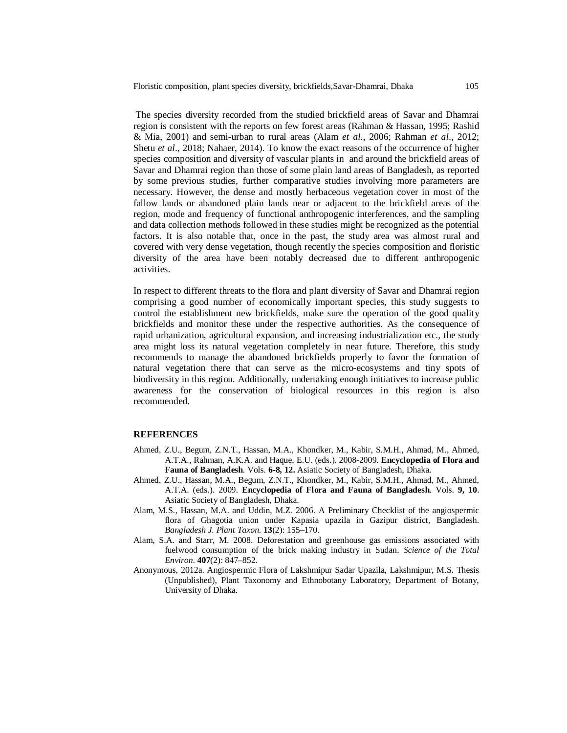The species diversity recorded from the studied brickfield areas of Savar and Dhamrai region is consistent with the reports on few forest areas (Rahman & Hassan, 1995; Rashid & Mia, 2001) and semi-urban to rural areas (Alam *et al.*, 2006; Rahman *et al.*, 2012; Shetu *et al*., 2018; Nahaer, 2014). To know the exact reasons of the occurrence of higher species composition and diversity of vascular plants in and around the brickfield areas of Savar and Dhamrai region than those of some plain land areas of Bangladesh, as reported by some previous studies, further comparative studies involving more parameters are necessary. However, the dense and mostly herbaceous vegetation cover in most of the fallow lands or abandoned plain lands near or adjacent to the brickfield areas of the region, mode and frequency of functional anthropogenic interferences, and the sampling and data collection methods followed in these studies might be recognized as the potential factors. It is also notable that, once in the past, the study area was almost rural and covered with very dense vegetation, though recently the species composition and floristic diversity of the area have been notably decreased due to different anthropogenic activities.

In respect to different threats to the flora and plant diversity of Savar and Dhamrai region comprising a good number of economically important species, this study suggests to control the establishment new brickfields, make sure the operation of the good quality brickfields and monitor these under the respective authorities. As the consequence of rapid urbanization, agricultural expansion, and increasing industrialization etc., the study area might loss its natural vegetation completely in near future. Therefore, this study recommends to manage the abandoned brickfields properly to favor the formation of natural vegetation there that can serve as the micro-ecosystems and tiny spots of biodiversity in this region. Additionally, undertaking enough initiatives to increase public awareness for the conservation of biological resources in this region is also recommended.

## REFERENCES

Ahmed, Z.U., Begum, Z.N.T., Hassan, M.A., Khondker, M., Kabir, S.M.H., Ahmad, M., Ahmed, A.T.A., Rahman, A.K.A. and Haque, E.U. (eds.). 2008-2009. **Encyclopedia of Flora and Fauna of Bangladesh**. Vols. **6-8, 12.** Asiatic Society of Bangladesh, Dhaka.

Ahmed, Z.U., Hassan, M.A., Begum, Z.N.T., Khondker, M., Kabir, S.M.H., Ahmad, M., Ahmed, A.T.A. (eds.). 2009. **Encyclopedia of Flora and Fauna of Bangladesh**. Vols. **9, 10**. Asiatic Society of Bangladesh, Dhaka.

Alam, M.S., Hassan, M.A. and Uddin, M.Z. 2006. A Preliminary Checklist of the angiospermic flora of Ghagotia union under Kapasia upazila in Gazipur district, Bangladesh. *Bangladesh J. Plant Taxon.* **13**(2): 155–170.

Alam, S.A. and Starr, M. 2008. Deforestation and greenhouse gas emissions associated with fuelwood consumption of the brick making industry in Sudan. *Science of the Total Environ.* **407**(2): 847–852.

Anonymous, 2012a. Angiospermic Flora of Lakshmipur Sadar Upazila, Lakshmipur, M.S. Thesis (Unpublished), Plant Taxonomy and Ethnobotany Laboratory, Department of Botany, University of Dhaka.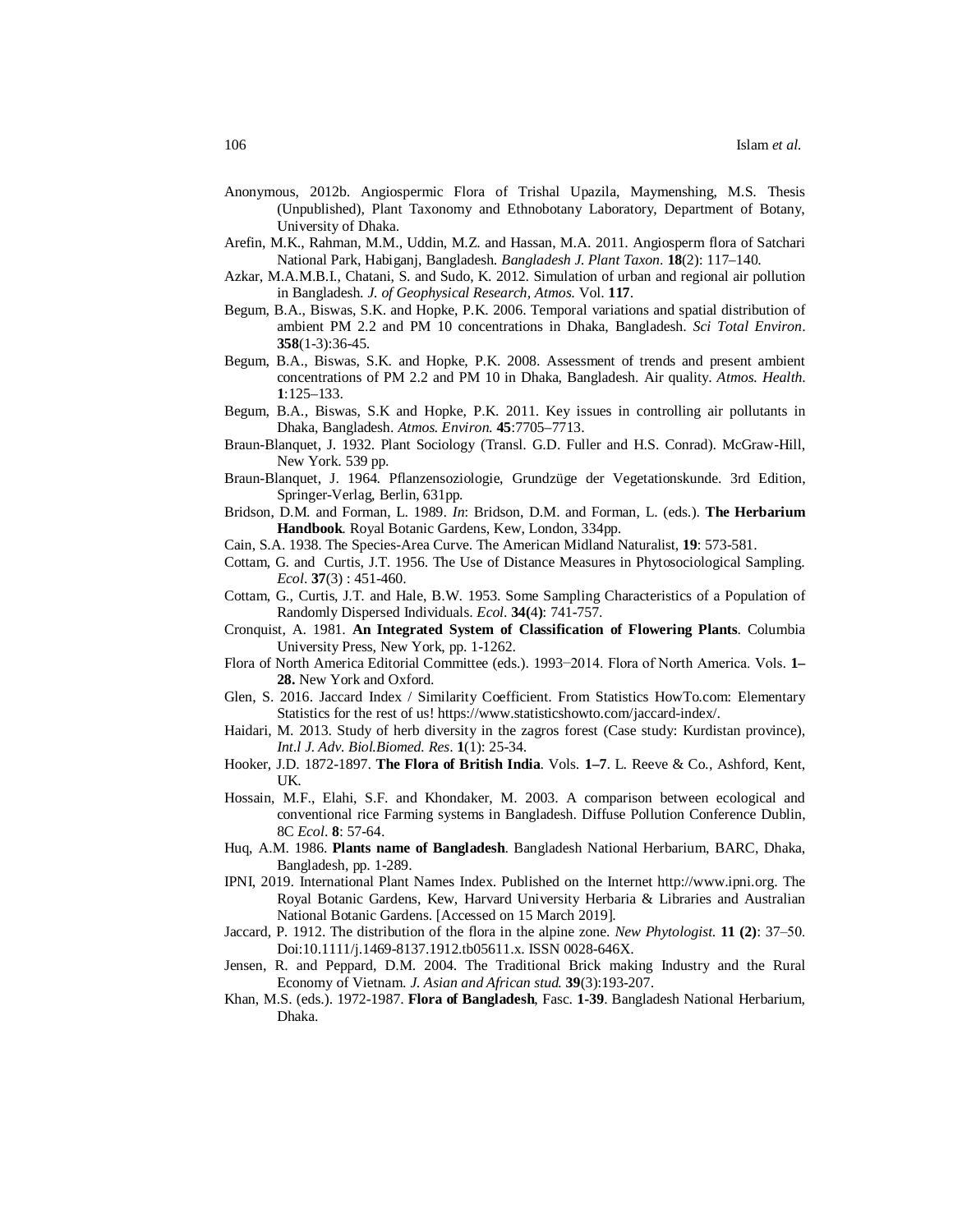Anonymous, 2012b. Angiospermic Flora of Trishal Upazila, Maymenshing, M.S. Thesis (Unpublished), Plant Taxonomy and Ethnobotany Laboratory, Department of Botany, University of Dhaka.

Arefin, M.K., Rahman, M.M., Uddin, M.Z. and Hassan, M.A. 2011. Angiosperm flora of Satchari National Park, Habiganj, Bangladesh. *Bangladesh J. Plant Taxon*. **18**(2): 117–140.

Azkar, M.A.M.B.I., Chatani, S. and Sudo, K. 2012. Simulation of urban and regional air pollution in Bangladesh. *J. of Geophysical Research, Atmos.* Vol. **117**.

Begum, B.A., Biswas, S.K. and Hopke, P.K. 2006. Temporal variations and spatial distribution of ambient PM 2.2 and PM 10 concentrations in Dhaka, Bangladesh. *Sci Total Environ*. **358**(1-3):36-45.

Begum, B.A., Biswas, S.K. and Hopke, P.K. 2008. Assessment of trends and present ambient concentrations of PM 2.2 and PM 10 in Dhaka, Bangladesh. Air quality. *Atmos. Health*. **1**:125–133.

Begum, B.A., Biswas, S.K and Hopke, P.K. 2011. Key issues in controlling air pollutants in Dhaka, Bangladesh. *Atmos. Environ.* **45**:7705–7713.

Braun-Blanquet, J. 1932. Plant Sociology (Transl. G.D. Fuller and H.S. Conrad). McGraw-Hill, New York. 539 pp.

Braun-Blanquet, J. 1964. Pflanzensoziologie, Grundzüge der Vegetationskunde. 3rd Edition, Springer-Verlag, Berlin, 631pp.

Bridson, D.M. and Forman, L. 1989. *In*: Bridson, D.M. and Forman, L. (eds.). **The Herbarium Handbook**. Royal Botanic Gardens, Kew, London, 334pp.

Cain, S.A. 1938. The Species-Area Curve. The American Midland Naturalist, **19**: 573-581.

Cottam, G. and Curtis, J.T. 1956. The Use of Distance Measures in Phytosociological Sampling. *Ecol*. **37**(3) : 451-460.

Cottam, G., Curtis, J.T. and Hale, B.W. 1953. Some Sampling Characteristics of a Population of Randomly Dispersed Individuals. *Ecol*. **34(4)**: 741-757.

Cronquist, A. 1981. **An Integrated System of Classification of Flowering Plants**. Columbia University Press, New York, pp. 1-1262.

Flora of North America Editorial Committee (eds.). 1993−2014. Flora of North America. Vols. **1–28.** New York and Oxford.

Glen, S. 2016. Jaccard Index / Similarity Coefficient. From Statistics HowTo.com: Elementary Statistics for the rest of us! https://www.statisticshowto.com/jaccard-index/.

Haidari, M. 2013. Study of herb diversity in the zagros forest (Case study: Kurdistan province), *Int.l J. Adv. Biol.Biomed. Res*. **1**(1): 25-34.

Hooker, J.D. 1872-1897. **The Flora of British India**. Vols. **1–7**. L. Reeve & Co., Ashford, Kent, UK.

Hossain, M.F., Elahi, S.F. and Khondaker, M. 2003. A comparison between ecological and conventional rice Farming systems in Bangladesh. Diffuse Pollution Conference Dublin, 8C *Ecol*. **8**: 57-64.

Huq, A.M. 1986. **Plants name of Bangladesh**. Bangladesh National Herbarium, BARC, Dhaka, Bangladesh, pp. 1-289.

IPNI, 2019. International Plant Names Index. Published on the Internet http://www.ipni.org. The Royal Botanic Gardens, Kew, Harvard University Herbaria & Libraries and Australian National Botanic Gardens. [Accessed on 15 March 2019].

Jaccard, P. 1912. The distribution of the flora in the alpine zone. *New Phytologist.* **11 (2)**: 37–50. Doi:10.1111/j.1469-8137.1912.tb05611.x. ISSN 0028-646X.

Jensen, R. and Peppard, D.M. 2004. The Traditional Brick making Industry and the Rural Economy of Vietnam. *J. Asian and African stud.* **39**(3):193-207.

Khan, M.S. (eds.). 1972-1987. **Flora of Bangladesh**, Fasc. **1-39**. Bangladesh National Herbarium, Dhaka.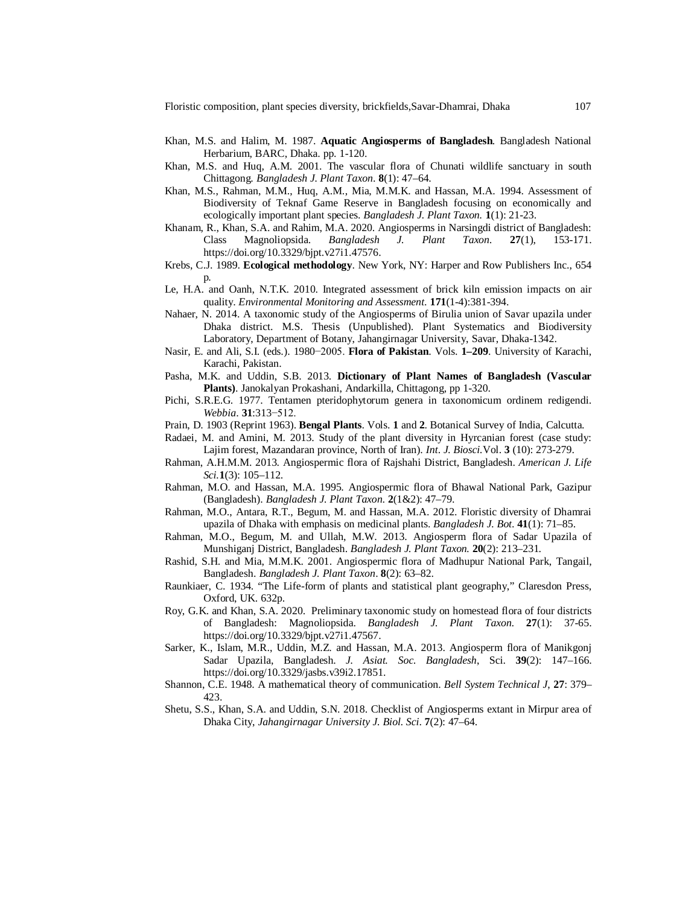Khan, M.S. and Halim, M. 1987. **Aquatic Angiosperms of Bangladesh**. Bangladesh National Herbarium, BARC, Dhaka. pp. 1-120.

Khan, M.S. and Huq, A.M. 2001. The vascular flora of Chunati wildlife sanctuary in south Chittagong. *Bangladesh J. Plant Taxon*. **8**(1): 47–64.

Khan, M.S., Rahman, M.M., Huq, A.M., Mia, M.M.K. and Hassan, M.A. 1994. Assessment of Biodiversity of Teknaf Game Reserve in Bangladesh focusing on economically and ecologically important plant species. *Bangladesh J. Plant Taxon.* **1**(1): 21-23.

Khanam, R., Khan, S.A. and Rahim, M.A. 2020. Angiosperms in Narsingdi district of Bangladesh: Class Magnoliopsida. *Bangladesh J. Plant Taxon*. **27**(1), 153-171. https://doi.org/10.3329/bjpt.v27i1.47576.

Krebs, C.J. 1989. **Ecological methodology**. New York, NY: Harper and Row Publishers Inc., 654 p.

Le, H.A. and Oanh, N.T.K. 2010. Integrated assessment of brick kiln emission impacts on air quality. *Environmental Monitoring and Assessment*. **171**(1-4):381-394.

Nahaer, N. 2014. A taxonomic study of the Angiosperms of Birulia union of Savar upazila under Dhaka district. M.S. Thesis (Unpublished). Plant Systematics and Biodiversity Laboratory, Department of Botany, Jahangirnagar University, Savar, Dhaka-1342.

Nasir, E. and Ali, S.I. (eds.). 1980–2005. **Flora of Pakistan**. Vols. **1–209**. University of Karachi, Karachi, Pakistan.

Pasha, M.K. and Uddin, S.B. 2013. **Dictionary of Plant Names of Bangladesh (Vascular Plants)**. Janokalyan Prokashani, Andarkilla, Chittagong, pp 1-320.

Pichi, S.R.E.G. 1977. Tentamen pteridophytorum genera in taxonomicum ordinem redigendi. *Webbia*. **31**:313–512.

Prain, D. 1903 (Reprint 1963). **Bengal Plants**. Vols. **1** and **2**. Botanical Survey of India, Calcutta.

Radaei, M. and Amini, M. 2013. Study of the plant diversity in Hyrcanian forest (case study: Lajim forest, Mazandaran province, North of Iran). *Int. J. Biosci.*Vol. **3** (10): 273-279.

Rahman, A.H.M.M. 2013. Angiospermic flora of Rajshahi District, Bangladesh. *American J. Life Sci.***1**(3): 105–112.

Rahman, M.O. and Hassan, M.A. 1995. Angiospermic flora of Bhawal National Park, Gazipur (Bangladesh). *Bangladesh J. Plant Taxon*. **2**(1&2): 47–79.

Rahman, M.O., Antara, R.T., Begum, M. and Hassan, M.A. 2012. Floristic diversity of Dhamrai upazila of Dhaka with emphasis on medicinal plants. *Bangladesh J. Bot*. **41**(1): 71–85.

Rahman, M.O., Begum, M. and Ullah, M.W. 2013. Angiosperm flora of Sadar Upazila of Munshiganj District, Bangladesh. *Bangladesh J. Plant Taxon.* **20**(2): 213–231.

Rashid, S.H. and Mia, M.M.K. 2001. Angiospermic flora of Madhupur National Park, Tangail, Bangladesh. *Bangladesh J. Plant Taxon*. **8**(2): 63–82.

Raunkiaer, C. 1934. "The Life-form of plants and statistical plant geography," Claresdon Press, Oxford, UK. 632p.

Roy, G.K. and Khan, S.A. 2020. Preliminary taxonomic study on homestead flora of four districts of Bangladesh: Magnoliopsida. *Bangladesh J. Plant Taxon.* **27**(1): 37-65. https://doi.org/10.3329/bjpt.v27i1.47567.

Sarker, K., Islam, M.R., Uddin, M.Z. and Hassan, M.A. 2013. Angiosperm flora of Manikgonj Sadar Upazila, Bangladesh. *J. Asiat. Soc. Bangladesh*, Sci. **39**(2): 147–166. https://doi.org/10.3329/jasbs.v39i2.17851.

Shannon, C.E. 1948. A mathematical theory of communication. *Bell System Technical J*, **27**: 379–423.

Shetu, S.S., Khan, S.A. and Uddin, S.N. 2018. Checklist of Angiosperms extant in Mirpur area of Dhaka City, *Jahangirnagar University J. Biol. Sci*. **7**(2): 47–64.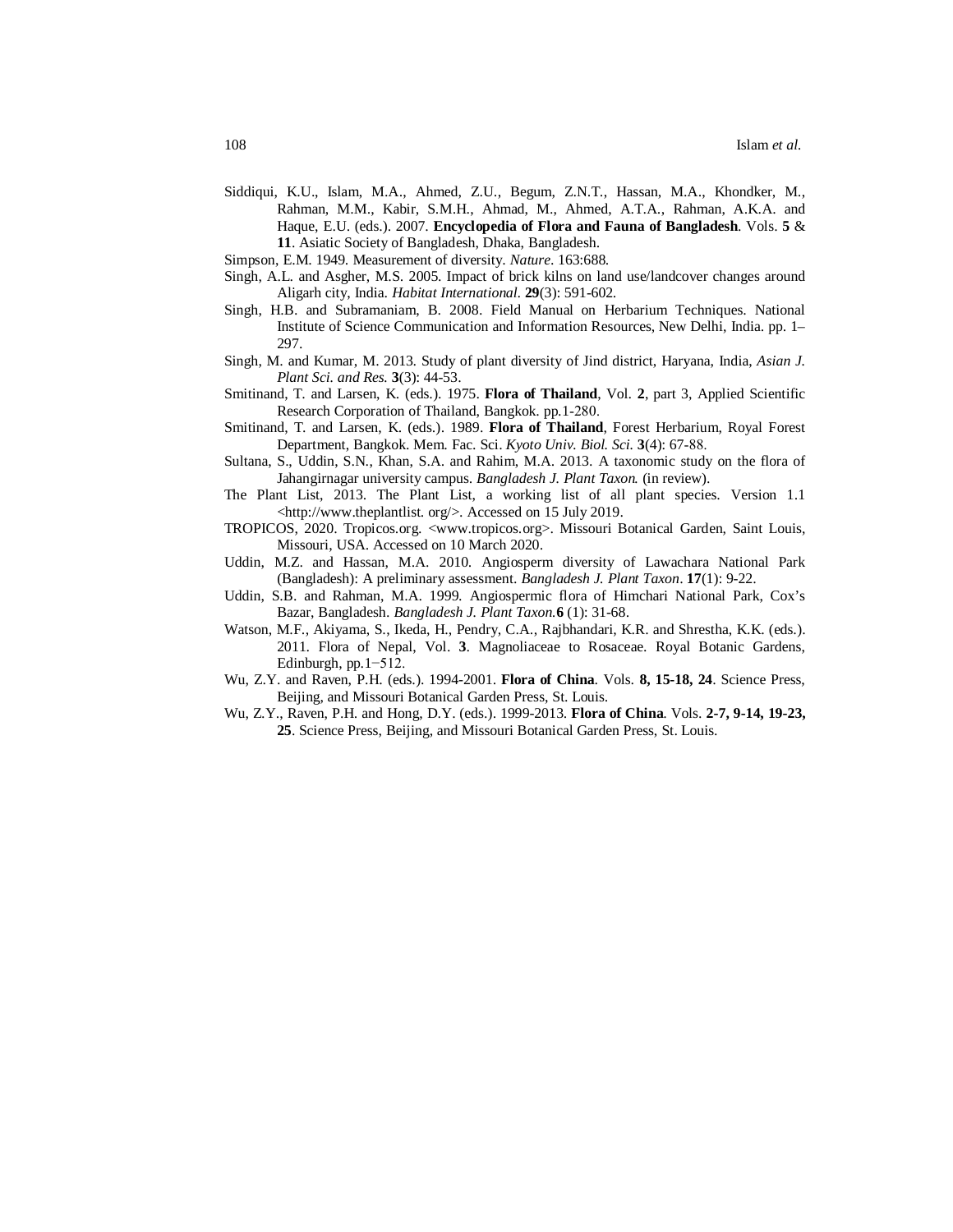Siddiqui, K.U., Islam, M.A., Ahmed, Z.U., Begum, Z.N.T., Hassan, M.A., Khondker, M., Rahman, M.M., Kabir, S.M.H., Ahmad, M., Ahmed, A.T.A., Rahman, A.K.A. and Haque, E.U. (eds.). 2007. **Encyclopedia of Flora and Fauna of Bangladesh**. Vols. **5** & **11**. Asiatic Society of Bangladesh, Dhaka, Bangladesh.

Simpson, E.M. 1949. Measurement of diversity. *Nature*. 163:688.

Singh, A.L. and Asgher, M.S. 2005. Impact of brick kilns on land use/landcover changes around Aligarh city, India. *Habitat International*. **29**(3): 591-602.

Singh, H.B. and Subramaniam, B. 2008. Field Manual on Herbarium Techniques. National Institute of Science Communication and Information Resources, New Delhi, India. pp. 1–297.

Singh, M. and Kumar, M. 2013. Study of plant diversity of Jind district, Haryana, India, *Asian J. Plant Sci. and Res.* **3**(3): 44-53.

Smitinand, T. and Larsen, K. (eds.). 1975. **Flora of Thailand**, Vol. **2**, part 3, Applied Scientific Research Corporation of Thailand, Bangkok. pp.1-280.

Smitinand, T. and Larsen, K. (eds.). 1989. **Flora of Thailand**, Forest Herbarium, Royal Forest Department, Bangkok. Mem. Fac. Sci. *Kyoto Univ. Biol. Sci.* **3**(4): 67-88.

Sultana, S., Uddin, S.N., Khan, S.A. and Rahim, M.A. 2013. A taxonomic study on the flora of Jahangirnagar university campus. *Bangladesh J. Plant Taxon.* (in review).

The Plant List, 2013. The Plant List, a working list of all plant species. Version 1.1 <http://www.theplantlist. org/>. Accessed on 15 July 2019.

TROPICOS, 2020. Tropicos.org. <www.tropicos.org>. Missouri Botanical Garden, Saint Louis, Missouri, USA. Accessed on 10 March 2020.

Uddin, M.Z. and Hassan, M.A. 2010. Angiosperm diversity of Lawachara National Park (Bangladesh): A preliminary assessment. *Bangladesh J. Plant Taxon*. **17**(1): 9-22.

Uddin, S.B. and Rahman, M.A. 1999. Angiospermic flora of Himchari National Park, Cox's Bazar, Bangladesh. *Bangladesh J. Plant Taxon.* **6** (1): 31-68.

Watson, M.F., Akiyama, S., Ikeda, H., Pendry, C.A., Rajbhandari, K.R. and Shrestha, K.K. (eds.). 2011. Flora of Nepal, Vol. **3**. Magnoliaceae to Rosaceae. Royal Botanic Gardens, Edinburgh, pp.1−512.

Wu, Z.Y. and Raven, P.H. (eds.). 1994-2001. **Flora of China**. Vols. **8, 15-18, 24**. Science Press, Beijing, and Missouri Botanical Garden Press, St. Louis.

Wu, Z.Y., Raven, P.H. and Hong, D.Y. (eds.). 1999-2013. **Flora of China**. Vols. **2-7, 9-14, 19-23, 25**. Science Press, Beijing, and Missouri Botanical Garden Press, St. Louis.